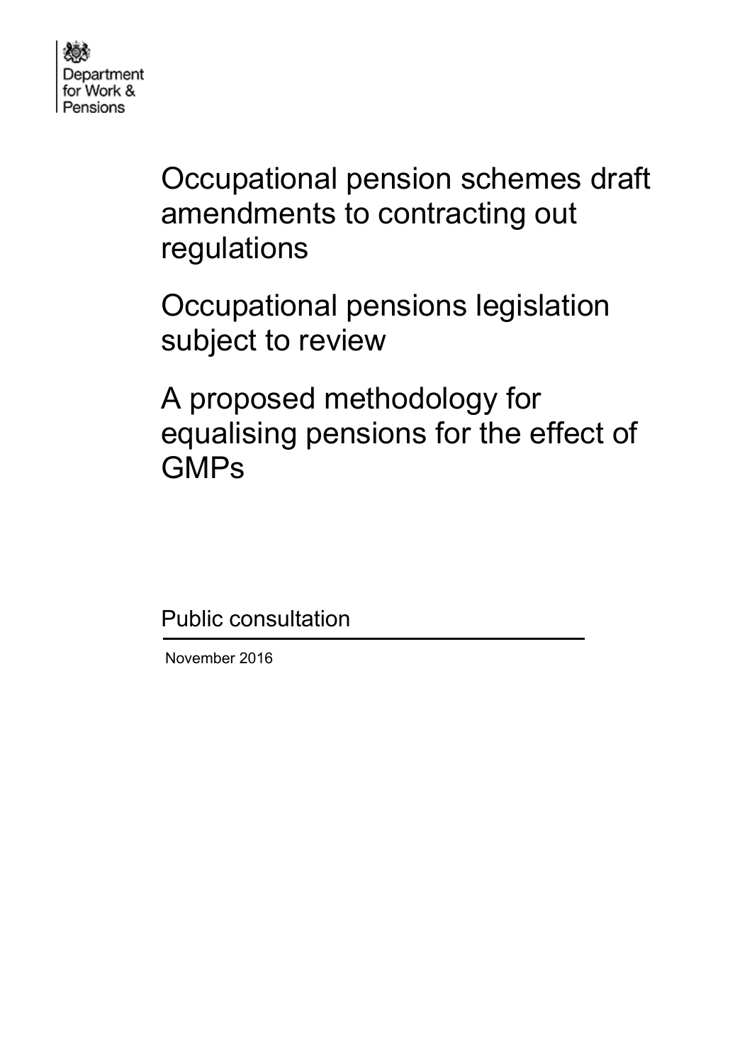Department for Work & Pensions

# Occupational pension schemes draft amendments to contracting out regulations

# Occupational pensions legislation subject to review

# A proposed methodology for equalising pensions for the effect of GMPs

Public consultation

November 2016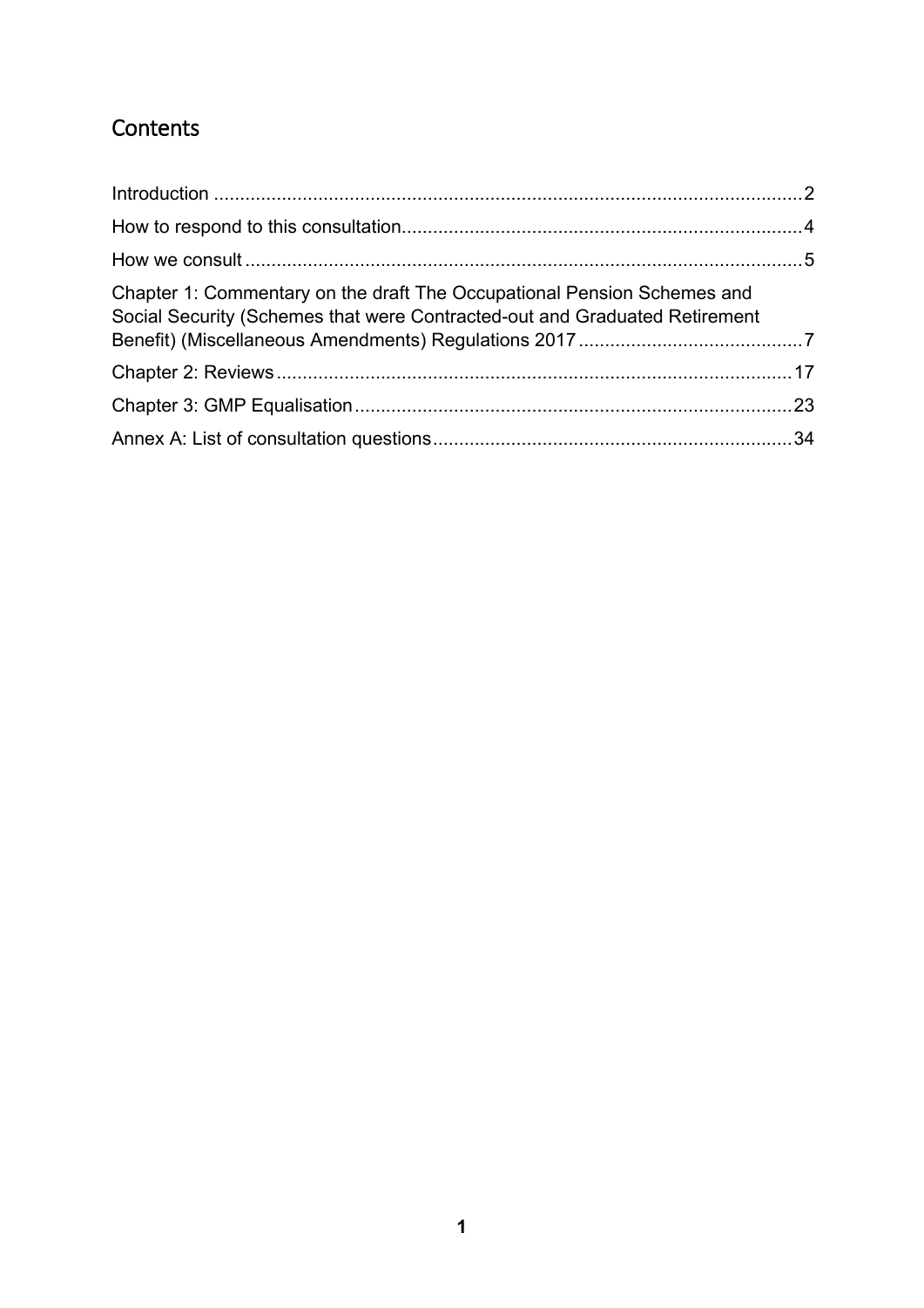# Contents

Introduction ................................................................................................................2

How to respond to this consultation............................................................................4

How we consult ..........................................................................................................5

Chapter 1: Commentary on the draft The Occupational Pension Schemes and Social Security (Schemes that were Contracted-out and Graduated Retirement Benefit) (Miscellaneous Amendments) Regulations 2017 ..........................................7

Chapter 2: Reviews ..................................................................................................17

Chapter 3: GMP Equalisation ....................................................................................23

Annex A: List of consultation questions ....................................................................34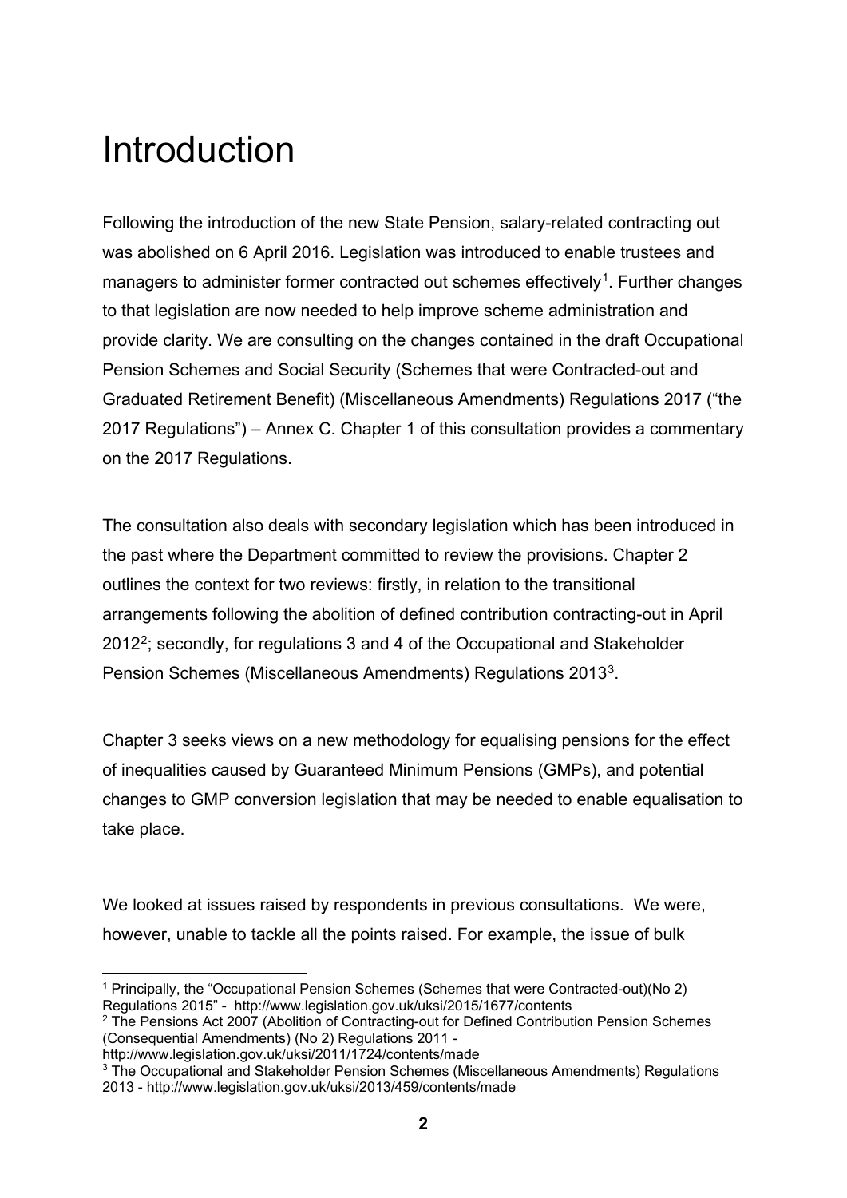# Introduction

Following the introduction of the new State Pension, salary-related contracting out was abolished on 6 April 2016. Legislation was introduced to enable trustees and managers to administer former contracted out schemes effectively[1]. Further changes to that legislation are now needed to help improve scheme administration and provide clarity. We are consulting on the changes contained in the draft Occupational Pension Schemes and Social Security (Schemes that were Contracted-out and Graduated Retirement Benefit) (Miscellaneous Amendments) Regulations 2017 ("the 2017 Regulations") – Annex C. Chapter 1 of this consultation provides a commentary on the 2017 Regulations.

The consultation also deals with secondary legislation which has been introduced in the past where the Department committed to review the provisions. Chapter 2 outlines the context for two reviews: firstly, in relation to the transitional arrangements following the abolition of defined contribution contracting-out in April 2012[2]; secondly, for regulations 3 and 4 of the Occupational and Stakeholder Pension Schemes (Miscellaneous Amendments) Regulations 2013[3].

Chapter 3 seeks views on a new methodology for equalising pensions for the effect of inequalities caused by Guaranteed Minimum Pensions (GMPs), and potential changes to GMP conversion legislation that may be needed to enable equalisation to take place.

We looked at issues raised by respondents in previous consultations. We were, however, unable to tackle all the points raised. For example, the issue of bulk

---

[1] Principally, the "Occupational Pension Schemes (Schemes that were Contracted-out)(No 2) Regulations 2015" - http://www.legislation.gov.uk/uksi/2015/1677/contents

[2] The Pensions Act 2007 (Abolition of Contracting-out for Defined Contribution Pension Schemes (Consequential Amendments) (No 2) Regulations 2011 - http://www.legislation.gov.uk/uksi/2011/1724/contents/made

[3] The Occupational and Stakeholder Pension Schemes (Miscellaneous Amendments) Regulations 2013 - http://www.legislation.gov.uk/uksi/2013/459/contents/made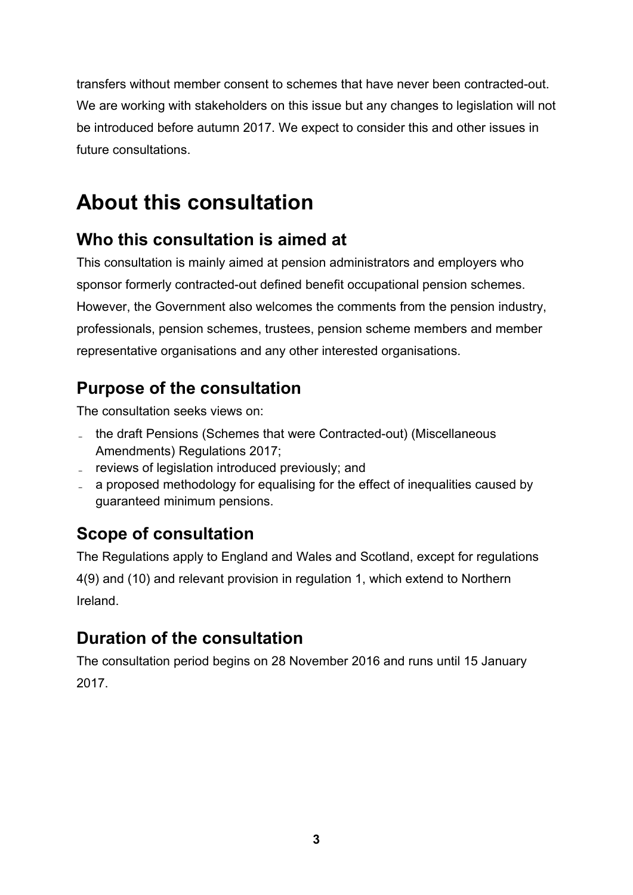transfers without member consent to schemes that have never been contracted-out. We are working with stakeholders on this issue but any changes to legislation will not be introduced before autumn 2017. We expect to consider this and other issues in future consultations.

# About this consultation

## Who this consultation is aimed at

This consultation is mainly aimed at pension administrators and employers who sponsor formerly contracted-out defined benefit occupational pension schemes. However, the Government also welcomes the comments from the pension industry, professionals, pension schemes, trustees, pension scheme members and member representative organisations and any other interested organisations.

## Purpose of the consultation

The consultation seeks views on:

- the draft Pensions (Schemes that were Contracted-out) (Miscellaneous Amendments) Regulations 2017;
- reviews of legislation introduced previously; and
- a proposed methodology for equalising for the effect of inequalities caused by guaranteed minimum pensions.

## Scope of consultation

The Regulations apply to England and Wales and Scotland, except for regulations 4(9) and (10) and relevant provision in regulation 1, which extend to Northern Ireland.

## Duration of the consultation

The consultation period begins on 28 November 2016 and runs until 15 January 2017.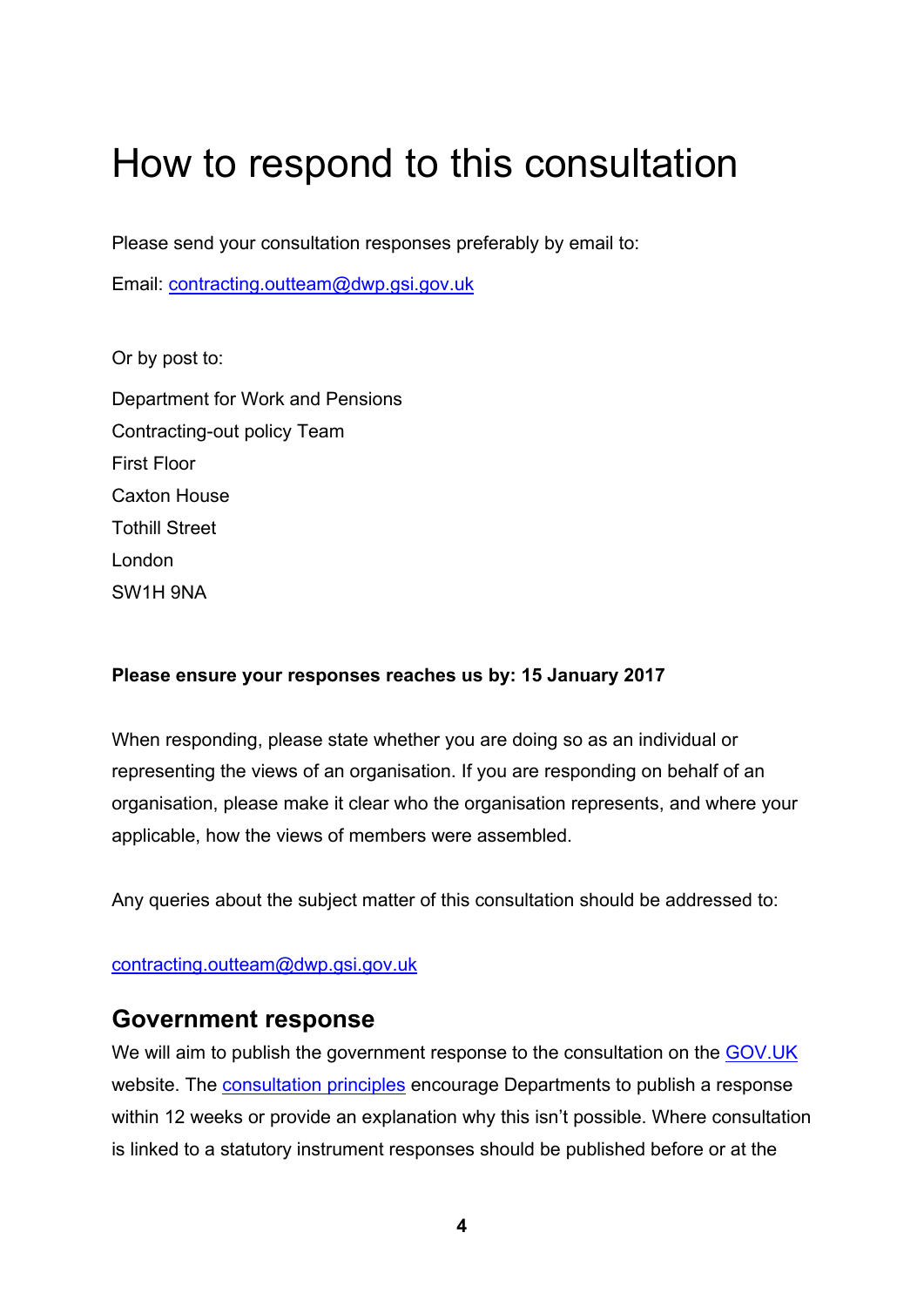# How to respond to this consultation

Please send your consultation responses preferably by email to:

Email: [contracting.outteam@dwp.gsi.gov.uk](mailto:contracting.outteam@dwp.gsi.gov.uk)

Or by post to:

Department for Work and Pensions
Contracting-out policy Team
First Floor
Caxton House
Tothill Street
London
SW1H 9NA

**Please ensure your responses reaches us by: 15 January 2017**

When responding, please state whether you are doing so as an individual or representing the views of an organisation. If you are responding on behalf of an organisation, please make it clear who the organisation represents, and where your applicable, how the views of members were assembled.

Any queries about the subject matter of this consultation should be addressed to:

[contracting.outteam@dwp.gsi.gov.uk](mailto:contracting.outteam@dwp.gsi.gov.uk)

## Government response

We will aim to publish the government response to the consultation on the [GOV.UK](https://www.gov.uk) website. The [consultation principles](#) encourage Departments to publish a response within 12 weeks or provide an explanation why this isn't possible. Where consultation is linked to a statutory instrument responses should be published before or at the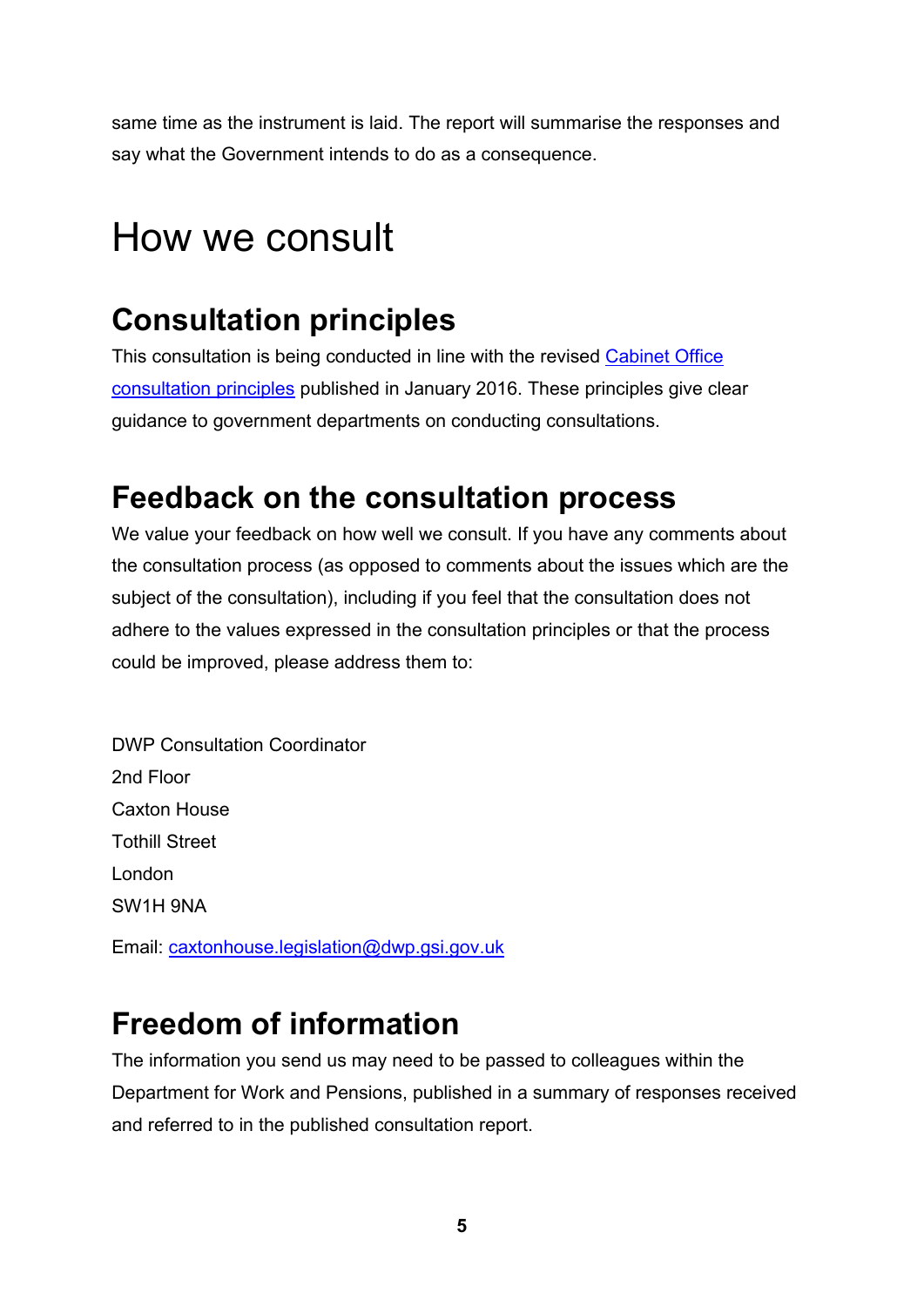same time as the instrument is laid. The report will summarise the responses and say what the Government intends to do as a consequence.

# How we consult

## Consultation principles

This consultation is being conducted in line with the revised [Cabinet Office consultation principles]() published in January 2016. These principles give clear guidance to government departments on conducting consultations.

## Feedback on the consultation process

We value your feedback on how well we consult. If you have any comments about the consultation process (as opposed to comments about the issues which are the subject of the consultation), including if you feel that the consultation does not adhere to the values expressed in the consultation principles or that the process could be improved, please address them to:

DWP Consultation Coordinator
2nd Floor
Caxton House
Tothill Street
London
SW1H 9NA

Email: [caxtonhouse.legislation@dwp.gsi.gov.uk](mailto:caxtonhouse.legislation@dwp.gsi.gov.uk)

## Freedom of information

The information you send us may need to be passed to colleagues within the Department for Work and Pensions, published in a summary of responses received and referred to in the published consultation report.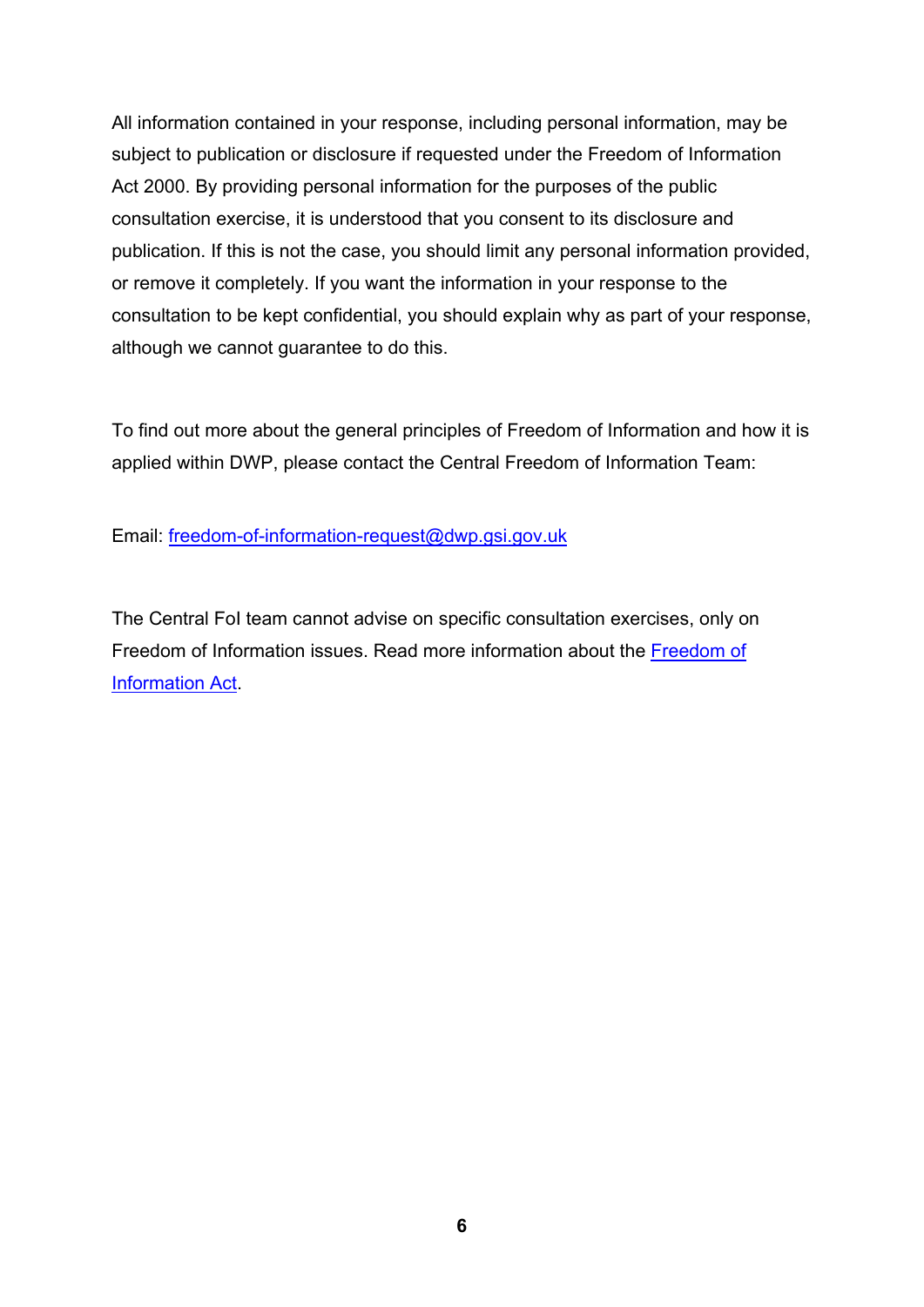All information contained in your response, including personal information, may be subject to publication or disclosure if requested under the Freedom of Information Act 2000. By providing personal information for the purposes of the public consultation exercise, it is understood that you consent to its disclosure and publication. If this is not the case, you should limit any personal information provided, or remove it completely. If you want the information in your response to the consultation to be kept confidential, you should explain why as part of your response, although we cannot guarantee to do this.

To find out more about the general principles of Freedom of Information and how it is applied within DWP, please contact the Central Freedom of Information Team:

Email: freedom-of-information-request@dwp.gsi.gov.uk

The Central FoI team cannot advise on specific consultation exercises, only on Freedom of Information issues. Read more information about the Freedom of Information Act.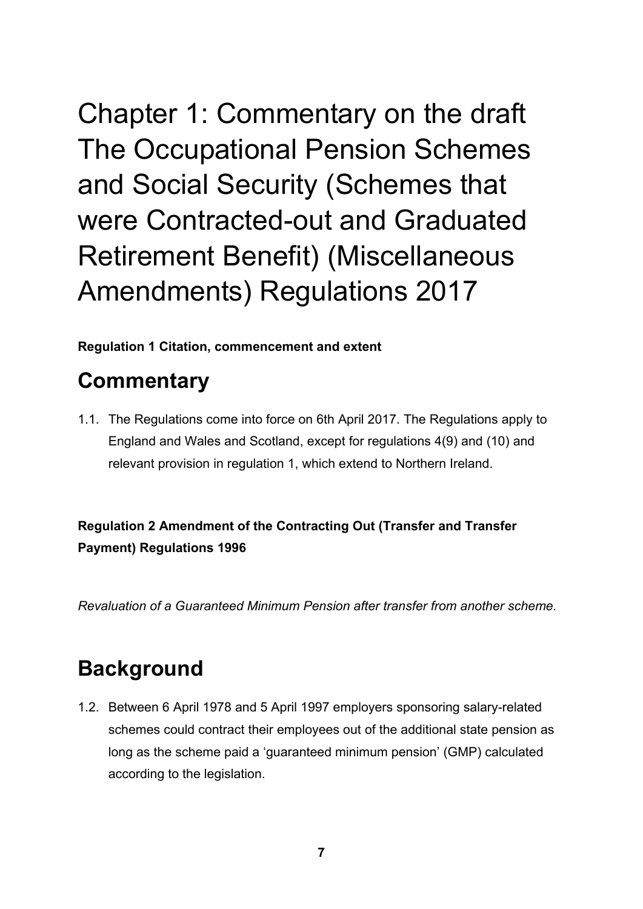# Chapter 1: Commentary on the draft The Occupational Pension Schemes and Social Security (Schemes that were Contracted-out and Graduated Retirement Benefit) (Miscellaneous Amendments) Regulations 2017

**Regulation 1 Citation, commencement and extent**

## Commentary

1.1. The Regulations come into force on 6th April 2017. The Regulations apply to England and Wales and Scotland, except for regulations 4(9) and (10) and relevant provision in regulation 1, which extend to Northern Ireland.

**Regulation 2 Amendment of the Contracting Out (Transfer and Transfer Payment) Regulations 1996**

*Revaluation of a Guaranteed Minimum Pension after transfer from another scheme.*

## Background

1.2. Between 6 April 1978 and 5 April 1997 employers sponsoring salary-related schemes could contract their employees out of the additional state pension as long as the scheme paid a 'guaranteed minimum pension' (GMP) calculated according to the legislation.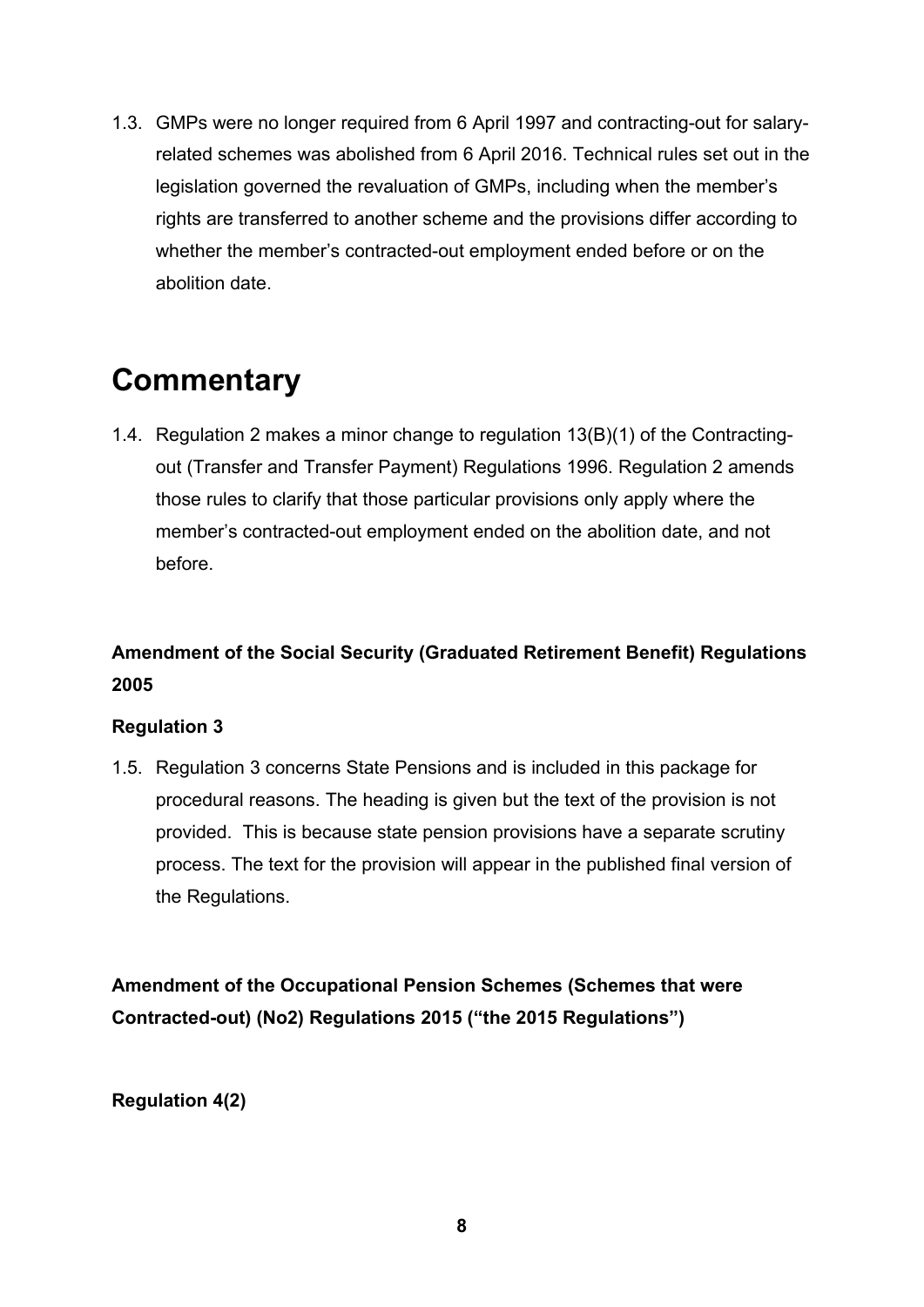1.3. GMPs were no longer required from 6 April 1997 and contracting-out for salary-related schemes was abolished from 6 April 2016. Technical rules set out in the legislation governed the revaluation of GMPs, including when the member's rights are transferred to another scheme and the provisions differ according to whether the member's contracted-out employment ended before or on the abolition date.

# Commentary

1.4. Regulation 2 makes a minor change to regulation 13(B)(1) of the Contracting-out (Transfer and Transfer Payment) Regulations 1996. Regulation 2 amends those rules to clarify that those particular provisions only apply where the member's contracted-out employment ended on the abolition date, and not before.

**Amendment of the Social Security (Graduated Retirement Benefit) Regulations 2005**

**Regulation 3**

1.5. Regulation 3 concerns State Pensions and is included in this package for procedural reasons. The heading is given but the text of the provision is not provided. This is because state pension provisions have a separate scrutiny process. The text for the provision will appear in the published final version of the Regulations.

**Amendment of the Occupational Pension Schemes (Schemes that were Contracted-out) (No2) Regulations 2015 ("the 2015 Regulations")**

**Regulation 4(2)**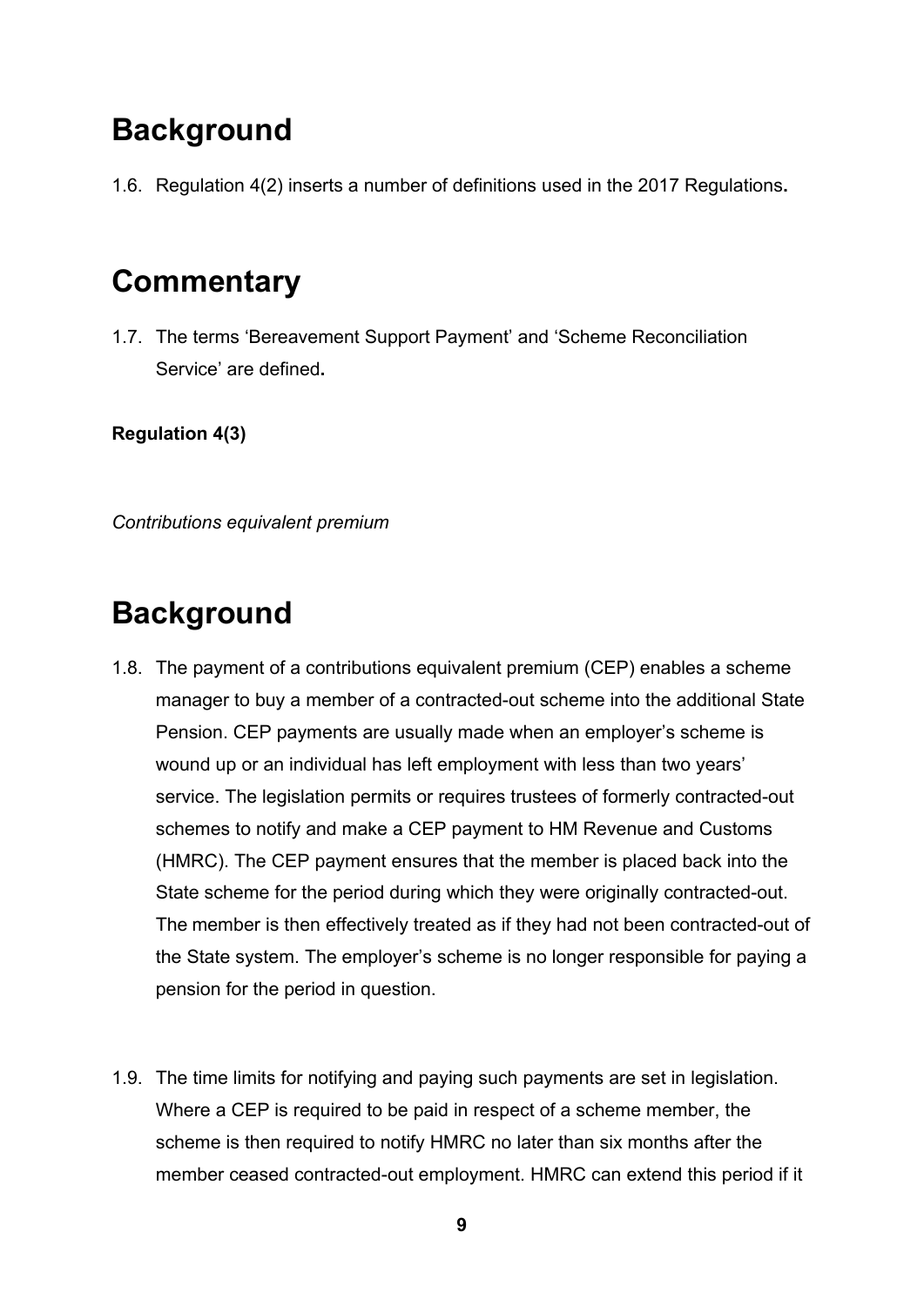# Background

1.6. Regulation 4(2) inserts a number of definitions used in the 2017 Regulations**.**

# Commentary

1.7. The terms 'Bereavement Support Payment' and 'Scheme Reconciliation Service' are defined**.**

**Regulation 4(3)**

*Contributions equivalent premium*

# Background

1.8. The payment of a contributions equivalent premium (CEP) enables a scheme manager to buy a member of a contracted-out scheme into the additional State Pension. CEP payments are usually made when an employer's scheme is wound up or an individual has left employment with less than two years' service. The legislation permits or requires trustees of formerly contracted-out schemes to notify and make a CEP payment to HM Revenue and Customs (HMRC). The CEP payment ensures that the member is placed back into the State scheme for the period during which they were originally contracted-out. The member is then effectively treated as if they had not been contracted-out of the State system. The employer's scheme is no longer responsible for paying a pension for the period in question.

1.9. The time limits for notifying and paying such payments are set in legislation. Where a CEP is required to be paid in respect of a scheme member, the scheme is then required to notify HMRC no later than six months after the member ceased contracted-out employment. HMRC can extend this period if it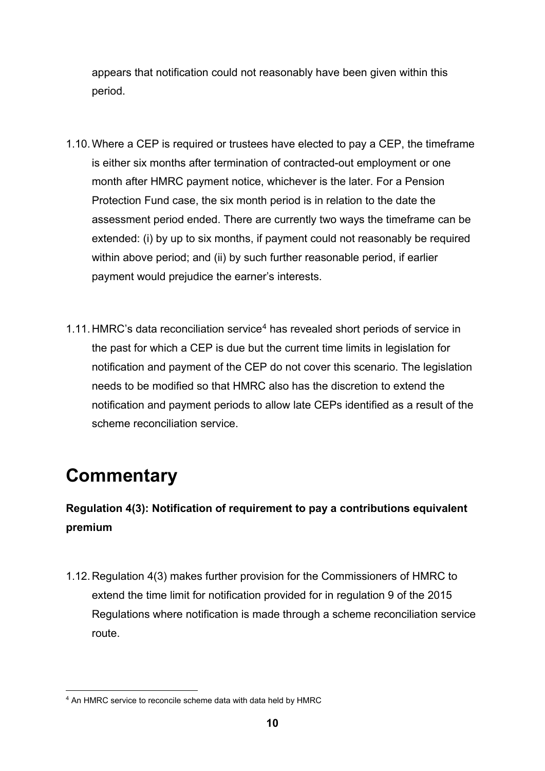appears that notification could not reasonably have been given within this period.

1.10. Where a CEP is required or trustees have elected to pay a CEP, the timeframe is either six months after termination of contracted-out employment or one month after HMRC payment notice, whichever is the later. For a Pension Protection Fund case, the six month period is in relation to the date the assessment period ended. There are currently two ways the timeframe can be extended: (i) by up to six months, if payment could not reasonably be required within above period; and (ii) by such further reasonable period, if earlier payment would prejudice the earner's interests.

1.11. HMRC's data reconciliation service[4] has revealed short periods of service in the past for which a CEP is due but the current time limits in legislation for notification and payment of the CEP do not cover this scenario. The legislation needs to be modified so that HMRC also has the discretion to extend the notification and payment periods to allow late CEPs identified as a result of the scheme reconciliation service.

# Commentary

**Regulation 4(3): Notification of requirement to pay a contributions equivalent premium**

1.12. Regulation 4(3) makes further provision for the Commissioners of HMRC to extend the time limit for notification provided for in regulation 9 of the 2015 Regulations where notification is made through a scheme reconciliation service route.

[4] An HMRC service to reconcile scheme data with data held by HMRC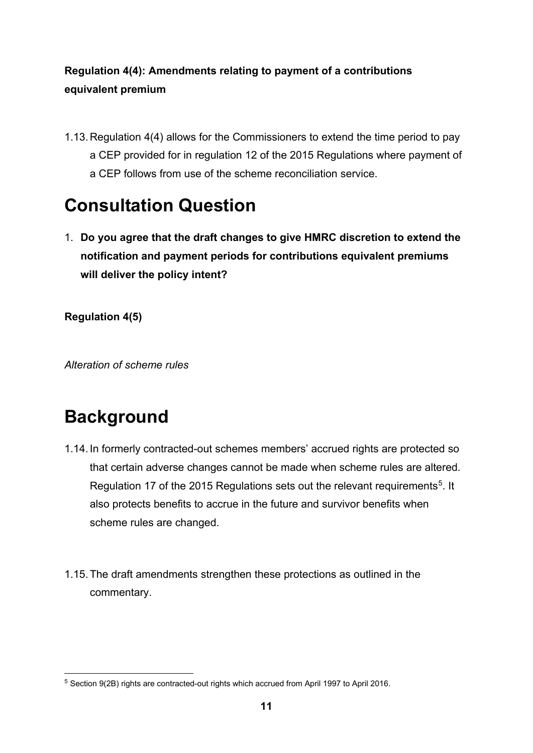**Regulation 4(4): Amendments relating to payment of a contributions equivalent premium**

1.13. Regulation 4(4) allows for the Commissioners to extend the time period to pay a CEP provided for in regulation 12 of the 2015 Regulations where payment of a CEP follows from use of the scheme reconciliation service.

# Consultation Question

1. **Do you agree that the draft changes to give HMRC discretion to extend the notification and payment periods for contributions equivalent premiums will deliver the policy intent?**

**Regulation 4(5)**

*Alteration of scheme rules*

# Background

1.14. In formerly contracted-out schemes members' accrued rights are protected so that certain adverse changes cannot be made when scheme rules are altered. Regulation 17 of the 2015 Regulations sets out the relevant requirements[5]. It also protects benefits to accrue in the future and survivor benefits when scheme rules are changed.

1.15. The draft amendments strengthen these protections as outlined in the commentary.

[5] Section 9(2B) rights are contracted-out rights which accrued from April 1997 to April 2016.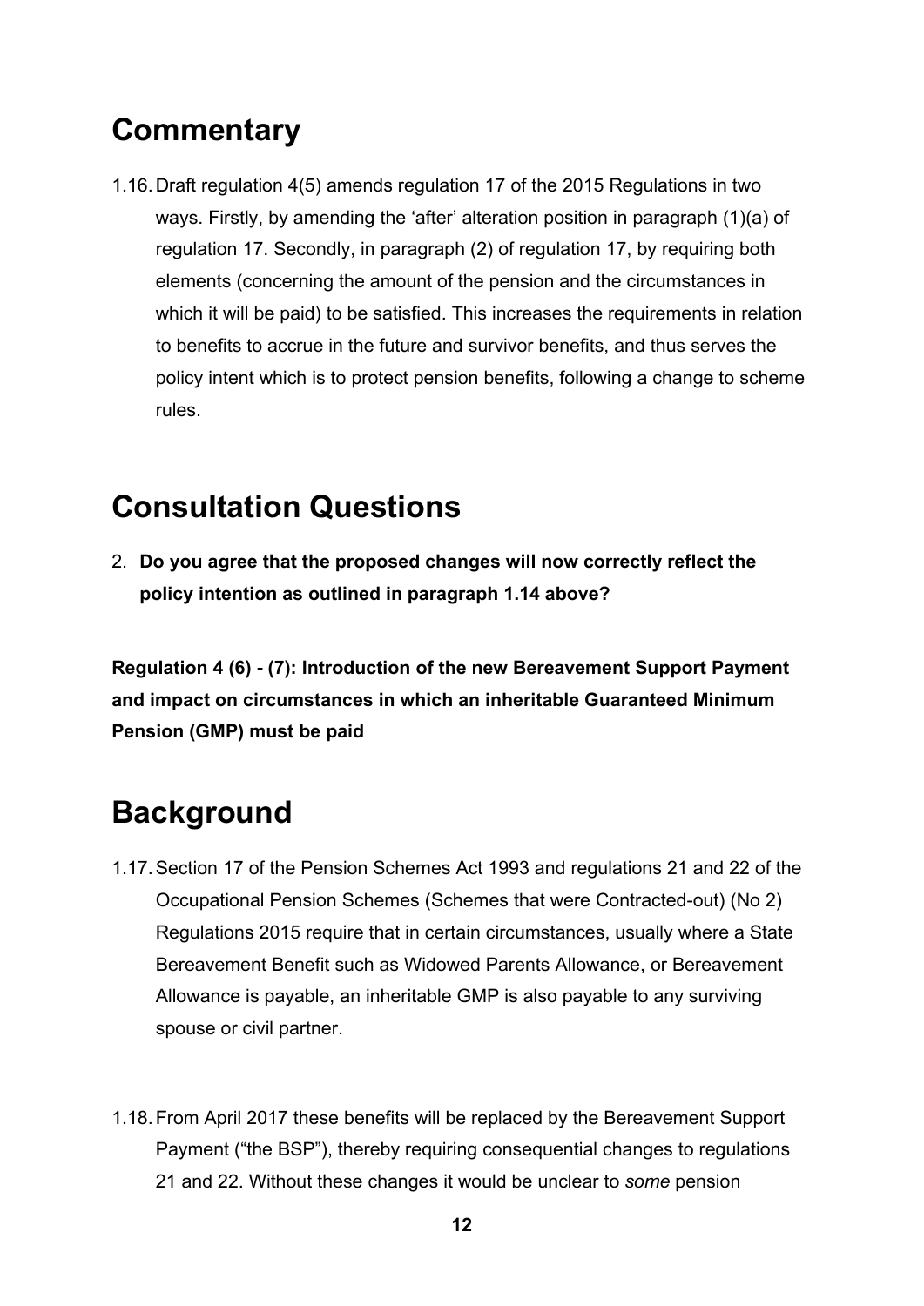## Commentary

1.16. Draft regulation 4(5) amends regulation 17 of the 2015 Regulations in two ways. Firstly, by amending the 'after' alteration position in paragraph (1)(a) of regulation 17. Secondly, in paragraph (2) of regulation 17, by requiring both elements (concerning the amount of the pension and the circumstances in which it will be paid) to be satisfied. This increases the requirements in relation to benefits to accrue in the future and survivor benefits, and thus serves the policy intent which is to protect pension benefits, following a change to scheme rules.

## Consultation Questions

2. **Do you agree that the proposed changes will now correctly reflect the policy intention as outlined in paragraph 1.14 above?**

**Regulation 4 (6) - (7): Introduction of the new Bereavement Support Payment and impact on circumstances in which an inheritable Guaranteed Minimum Pension (GMP) must be paid**

## Background

1.17. Section 17 of the Pension Schemes Act 1993 and regulations 21 and 22 of the Occupational Pension Schemes (Schemes that were Contracted-out) (No 2) Regulations 2015 require that in certain circumstances, usually where a State Bereavement Benefit such as Widowed Parents Allowance, or Bereavement Allowance is payable, an inheritable GMP is also payable to any surviving spouse or civil partner.

1.18. From April 2017 these benefits will be replaced by the Bereavement Support Payment ("the BSP"), thereby requiring consequential changes to regulations 21 and 22. Without these changes it would be unclear to *some* pension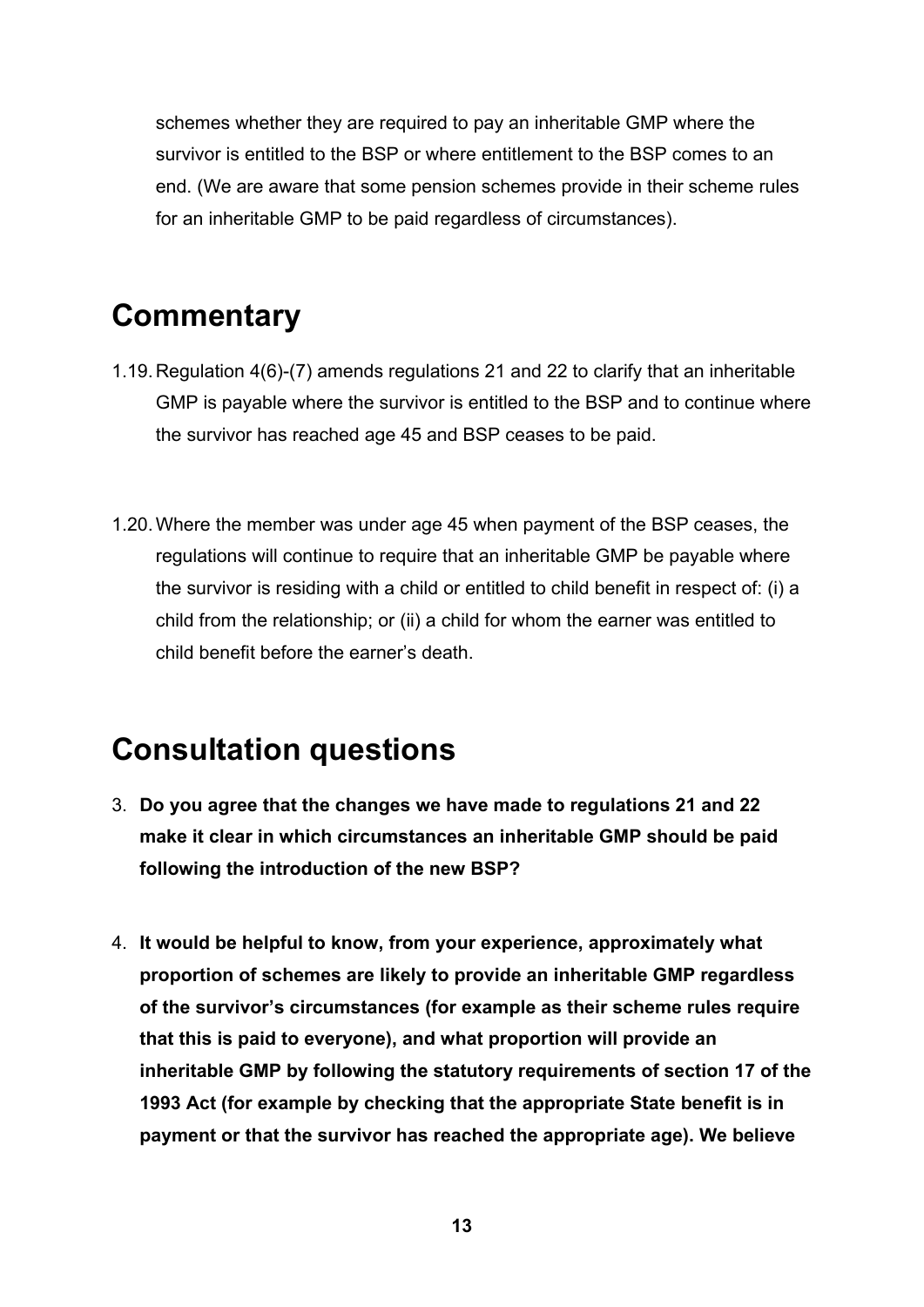schemes whether they are required to pay an inheritable GMP where the survivor is entitled to the BSP or where entitlement to the BSP comes to an end. (We are aware that some pension schemes provide in their scheme rules for an inheritable GMP to be paid regardless of circumstances).

## Commentary

1.19. Regulation 4(6)-(7) amends regulations 21 and 22 to clarify that an inheritable GMP is payable where the survivor is entitled to the BSP and to continue where the survivor has reached age 45 and BSP ceases to be paid.

1.20. Where the member was under age 45 when payment of the BSP ceases, the regulations will continue to require that an inheritable GMP be payable where the survivor is residing with a child or entitled to child benefit in respect of: (i) a child from the relationship; or (ii) a child for whom the earner was entitled to child benefit before the earner's death.

## Consultation questions

3. **Do you agree that the changes we have made to regulations 21 and 22 make it clear in which circumstances an inheritable GMP should be paid following the introduction of the new BSP?**

4. **It would be helpful to know, from your experience, approximately what proportion of schemes are likely to provide an inheritable GMP regardless of the survivor's circumstances (for example as their scheme rules require that this is paid to everyone), and what proportion will provide an inheritable GMP by following the statutory requirements of section 17 of the 1993 Act (for example by checking that the appropriate State benefit is in payment or that the survivor has reached the appropriate age). We believe**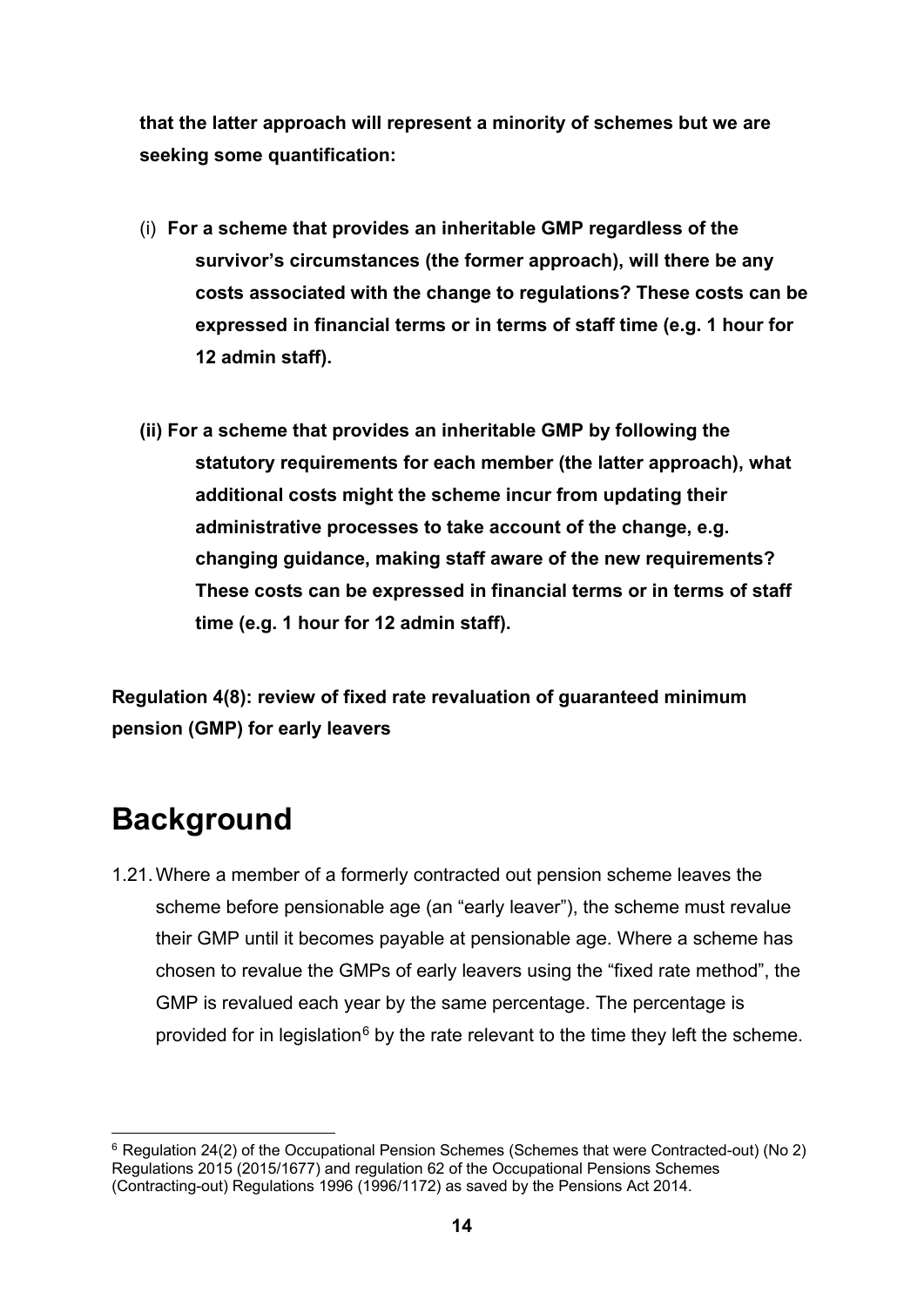**that the latter approach will represent a minority of schemes but we are seeking some quantification:**

(i) **For a scheme that provides an inheritable GMP regardless of the survivor's circumstances (the former approach), will there be any costs associated with the change to regulations? These costs can be expressed in financial terms or in terms of staff time (e.g. 1 hour for 12 admin staff).**

**(ii) For a scheme that provides an inheritable GMP by following the statutory requirements for each member (the latter approach), what additional costs might the scheme incur from updating their administrative processes to take account of the change, e.g. changing guidance, making staff aware of the new requirements? These costs can be expressed in financial terms or in terms of staff time (e.g. 1 hour for 12 admin staff).**

**Regulation 4(8): review of fixed rate revaluation of guaranteed minimum pension (GMP) for early leavers**

# Background

1.21. Where a member of a formerly contracted out pension scheme leaves the scheme before pensionable age (an "early leaver"), the scheme must revalue their GMP until it becomes payable at pensionable age. Where a scheme has chosen to revalue the GMPs of early leavers using the "fixed rate method", the GMP is revalued each year by the same percentage. The percentage is provided for in legislation[6] by the rate relevant to the time they left the scheme.

[6] Regulation 24(2) of the Occupational Pension Schemes (Schemes that were Contracted-out) (No 2) Regulations 2015 (2015/1677) and regulation 62 of the Occupational Pensions Schemes (Contracting-out) Regulations 1996 (1996/1172) as saved by the Pensions Act 2014.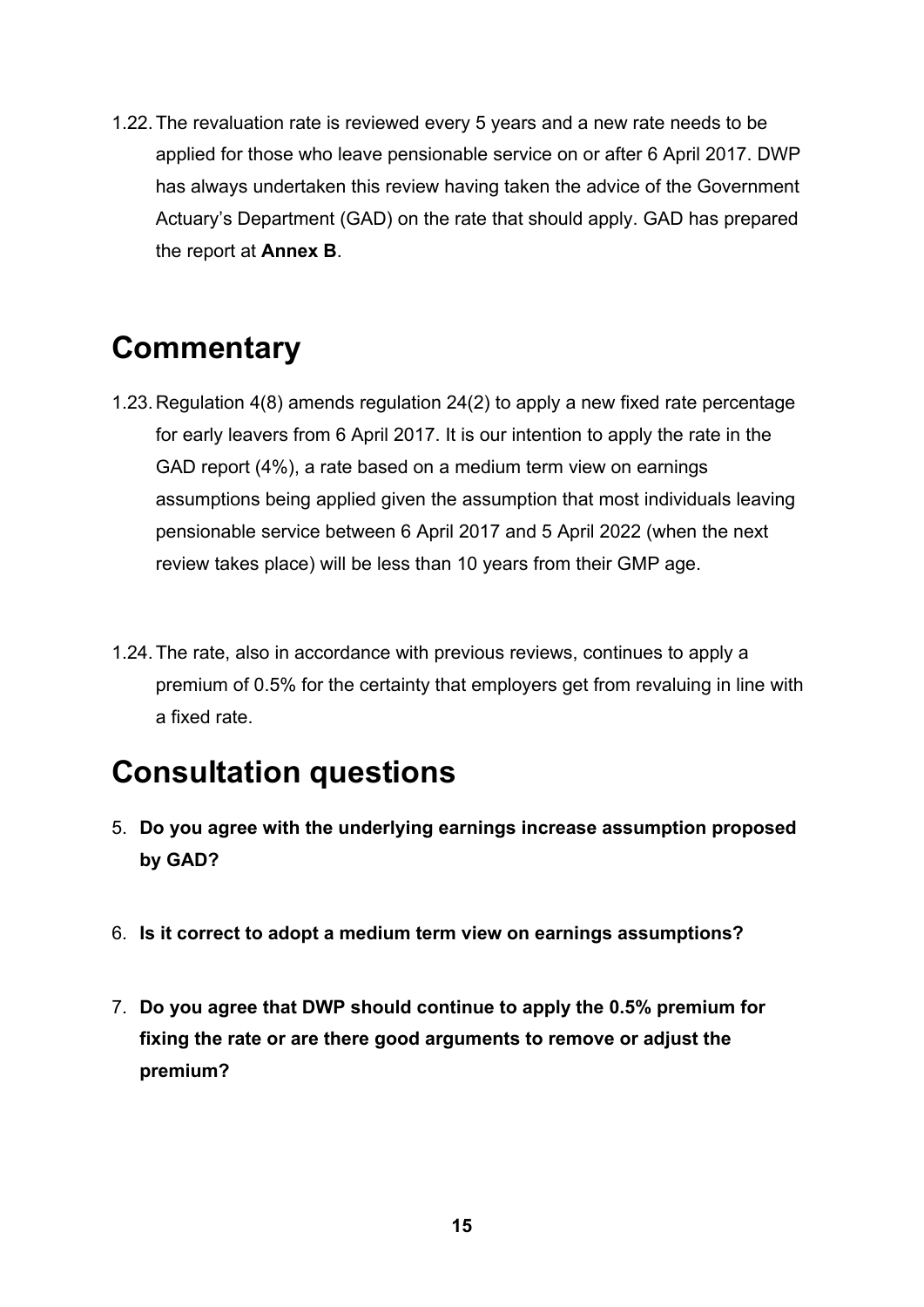1.22. The revaluation rate is reviewed every 5 years and a new rate needs to be applied for those who leave pensionable service on or after 6 April 2017. DWP has always undertaken this review having taken the advice of the Government Actuary's Department (GAD) on the rate that should apply. GAD has prepared the report at **Annex B**.

## Commentary

1.23. Regulation 4(8) amends regulation 24(2) to apply a new fixed rate percentage for early leavers from 6 April 2017. It is our intention to apply the rate in the GAD report (4%), a rate based on a medium term view on earnings assumptions being applied given the assumption that most individuals leaving pensionable service between 6 April 2017 and 5 April 2022 (when the next review takes place) will be less than 10 years from their GMP age.

1.24. The rate, also in accordance with previous reviews, continues to apply a premium of 0.5% for the certainty that employers get from revaluing in line with a fixed rate.

## Consultation questions

5. **Do you agree with the underlying earnings increase assumption proposed by GAD?**

6. **Is it correct to adopt a medium term view on earnings assumptions?**

7. **Do you agree that DWP should continue to apply the 0.5% premium for fixing the rate or are there good arguments to remove or adjust the premium?**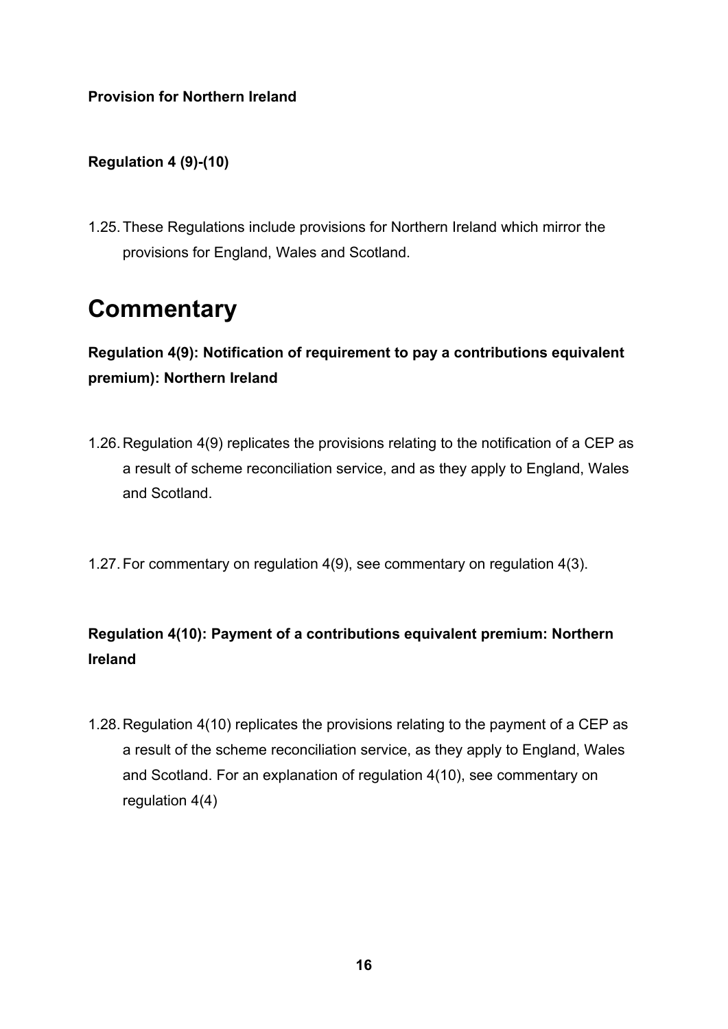**Provision for Northern Ireland**

**Regulation 4 (9)-(10)**

1.25. These Regulations include provisions for Northern Ireland which mirror the provisions for England, Wales and Scotland.

# Commentary

**Regulation 4(9): Notification of requirement to pay a contributions equivalent premium): Northern Ireland**

1.26. Regulation 4(9) replicates the provisions relating to the notification of a CEP as a result of scheme reconciliation service, and as they apply to England, Wales and Scotland.

1.27. For commentary on regulation 4(9), see commentary on regulation 4(3).

**Regulation 4(10): Payment of a contributions equivalent premium: Northern Ireland**

1.28. Regulation 4(10) replicates the provisions relating to the payment of a CEP as a result of the scheme reconciliation service, as they apply to England, Wales and Scotland. For an explanation of regulation 4(10), see commentary on regulation 4(4)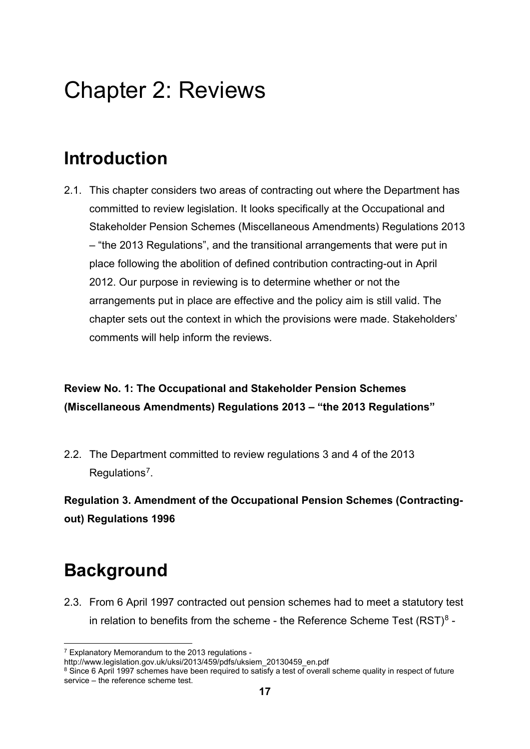# Chapter 2: Reviews

## Introduction

2.1. This chapter considers two areas of contracting out where the Department has committed to review legislation. It looks specifically at the Occupational and Stakeholder Pension Schemes (Miscellaneous Amendments) Regulations 2013 – "the 2013 Regulations", and the transitional arrangements that were put in place following the abolition of defined contribution contracting-out in April 2012. Our purpose in reviewing is to determine whether or not the arrangements put in place are effective and the policy aim is still valid. The chapter sets out the context in which the provisions were made. Stakeholders' comments will help inform the reviews.

**Review No. 1: The Occupational and Stakeholder Pension Schemes (Miscellaneous Amendments) Regulations 2013 – "the 2013 Regulations"**

2.2. The Department committed to review regulations 3 and 4 of the 2013 Regulations[7].

**Regulation 3. Amendment of the Occupational Pension Schemes (Contracting-out) Regulations 1996**

## Background

2.3. From 6 April 1997 contracted out pension schemes had to meet a statutory test in relation to benefits from the scheme - the Reference Scheme Test (RST)[8] -

---

[7] Explanatory Memorandum to the 2013 regulations - http://www.legislation.gov.uk/uksi/2013/459/pdfs/uksiem_20130459_en.pdf

[8] Since 6 April 1997 schemes have been required to satisfy a test of overall scheme quality in respect of future service – the reference scheme test.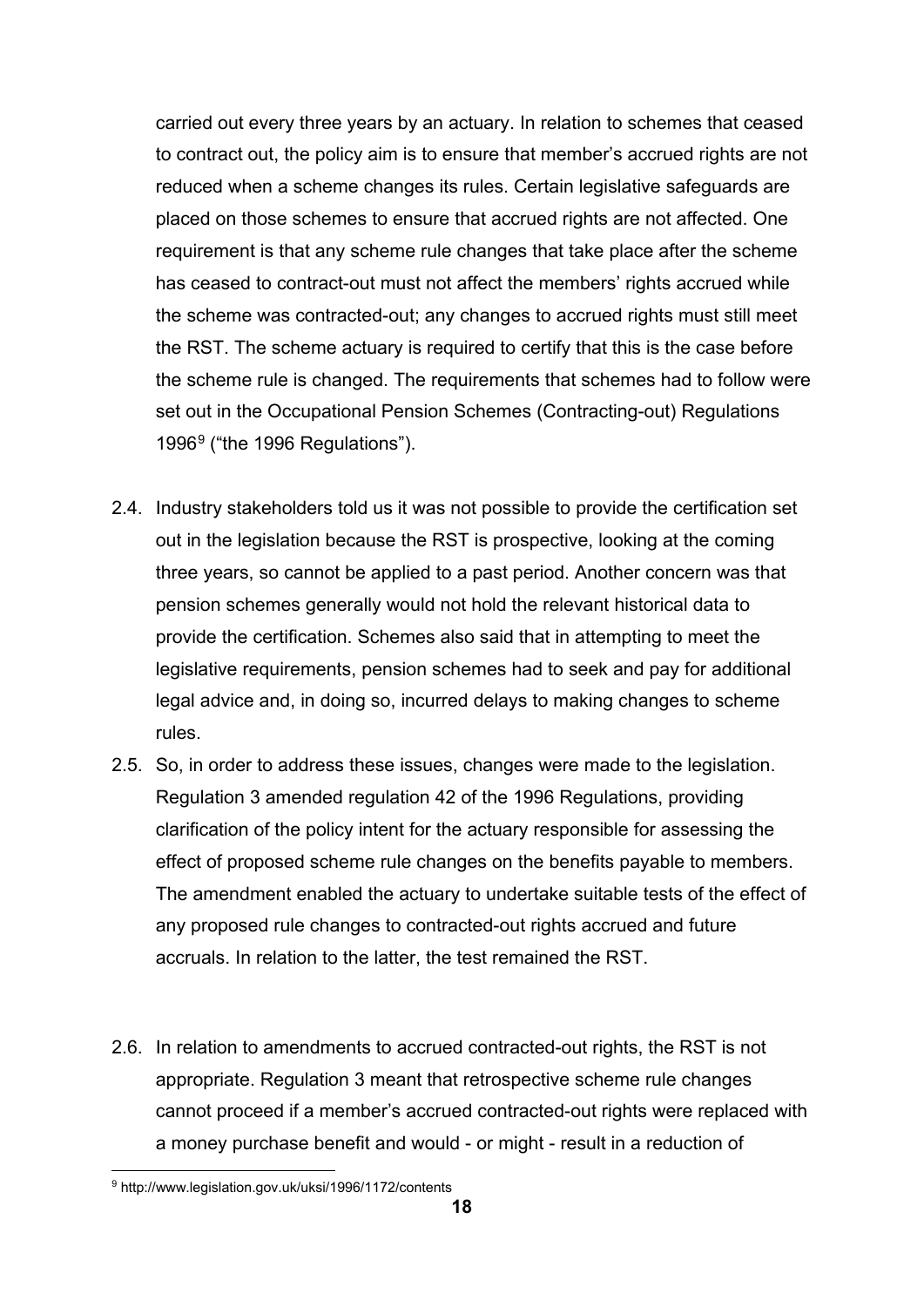carried out every three years by an actuary. In relation to schemes that ceased to contract out, the policy aim is to ensure that member's accrued rights are not reduced when a scheme changes its rules. Certain legislative safeguards are placed on those schemes to ensure that accrued rights are not affected. One requirement is that any scheme rule changes that take place after the scheme has ceased to contract-out must not affect the members' rights accrued while the scheme was contracted-out; any changes to accrued rights must still meet the RST. The scheme actuary is required to certify that this is the case before the scheme rule is changed. The requirements that schemes had to follow were set out in the Occupational Pension Schemes (Contracting-out) Regulations 1996[9] ("the 1996 Regulations").

2.4. Industry stakeholders told us it was not possible to provide the certification set out in the legislation because the RST is prospective, looking at the coming three years, so cannot be applied to a past period. Another concern was that pension schemes generally would not hold the relevant historical data to provide the certification. Schemes also said that in attempting to meet the legislative requirements, pension schemes had to seek and pay for additional legal advice and, in doing so, incurred delays to making changes to scheme rules.

2.5. So, in order to address these issues, changes were made to the legislation. Regulation 3 amended regulation 42 of the 1996 Regulations, providing clarification of the policy intent for the actuary responsible for assessing the effect of proposed scheme rule changes on the benefits payable to members. The amendment enabled the actuary to undertake suitable tests of the effect of any proposed rule changes to contracted-out rights accrued and future accruals. In relation to the latter, the test remained the RST.

2.6. In relation to amendments to accrued contracted-out rights, the RST is not appropriate. Regulation 3 meant that retrospective scheme rule changes cannot proceed if a member's accrued contracted-out rights were replaced with a money purchase benefit and would - or might - result in a reduction of

[9] http://www.legislation.gov.uk/uksi/1996/1172/contents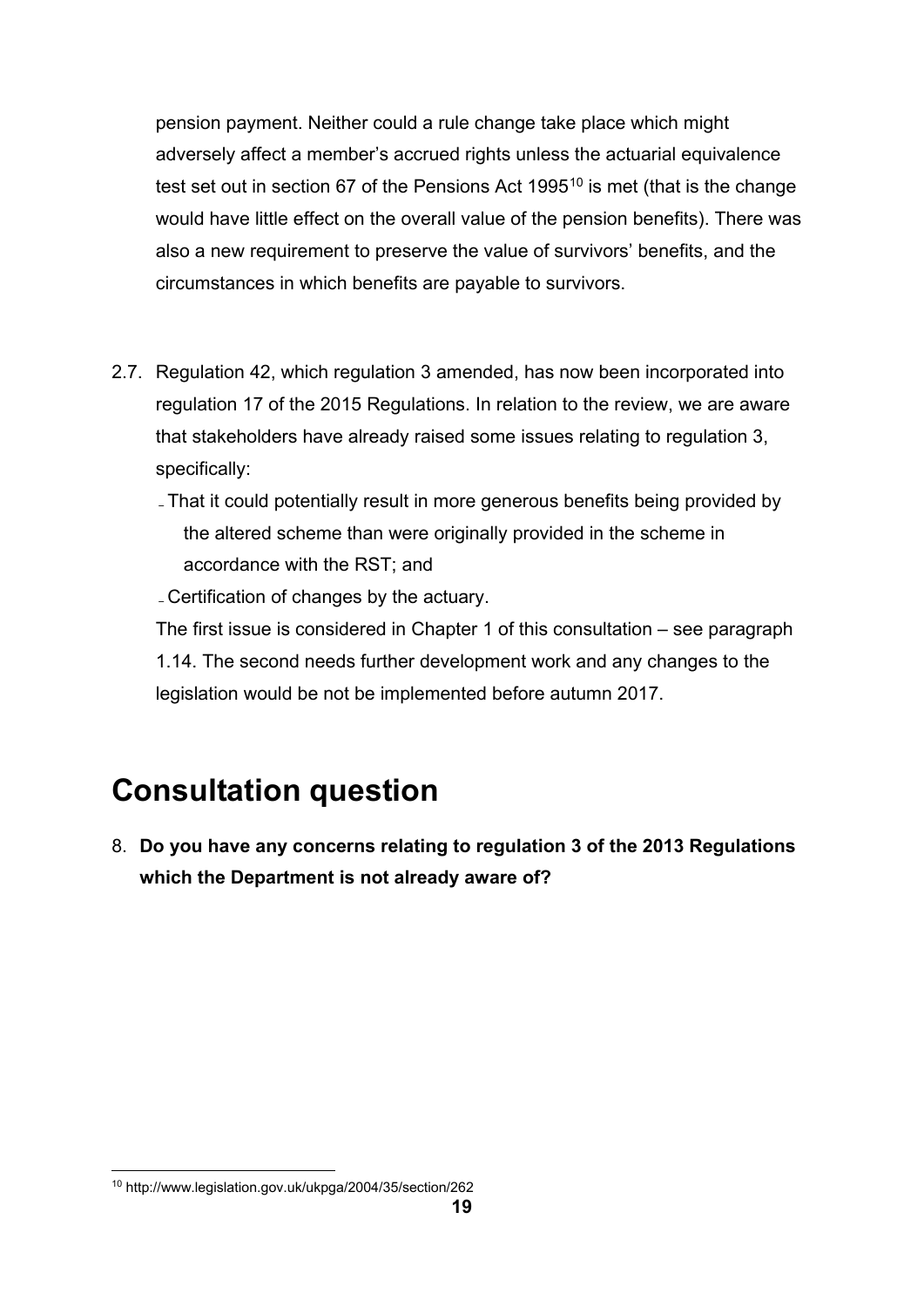pension payment. Neither could a rule change take place which might adversely affect a member's accrued rights unless the actuarial equivalence test set out in section 67 of the Pensions Act 1995[10] is met (that is the change would have little effect on the overall value of the pension benefits). There was also a new requirement to preserve the value of survivors' benefits, and the circumstances in which benefits are payable to survivors.

2.7. Regulation 42, which regulation 3 amended, has now been incorporated into regulation 17 of the 2015 Regulations. In relation to the review, we are aware that stakeholders have already raised some issues relating to regulation 3, specifically:

- That it could potentially result in more generous benefits being provided by the altered scheme than were originally provided in the scheme in accordance with the RST; and
- Certification of changes by the actuary.

The first issue is considered in Chapter 1 of this consultation – see paragraph 1.14. The second needs further development work and any changes to the legislation would be not be implemented before autumn 2017.

# Consultation question

8. **Do you have any concerns relating to regulation 3 of the 2013 Regulations which the Department is not already aware of?**

[10] http://www.legislation.gov.uk/ukpga/2004/35/section/262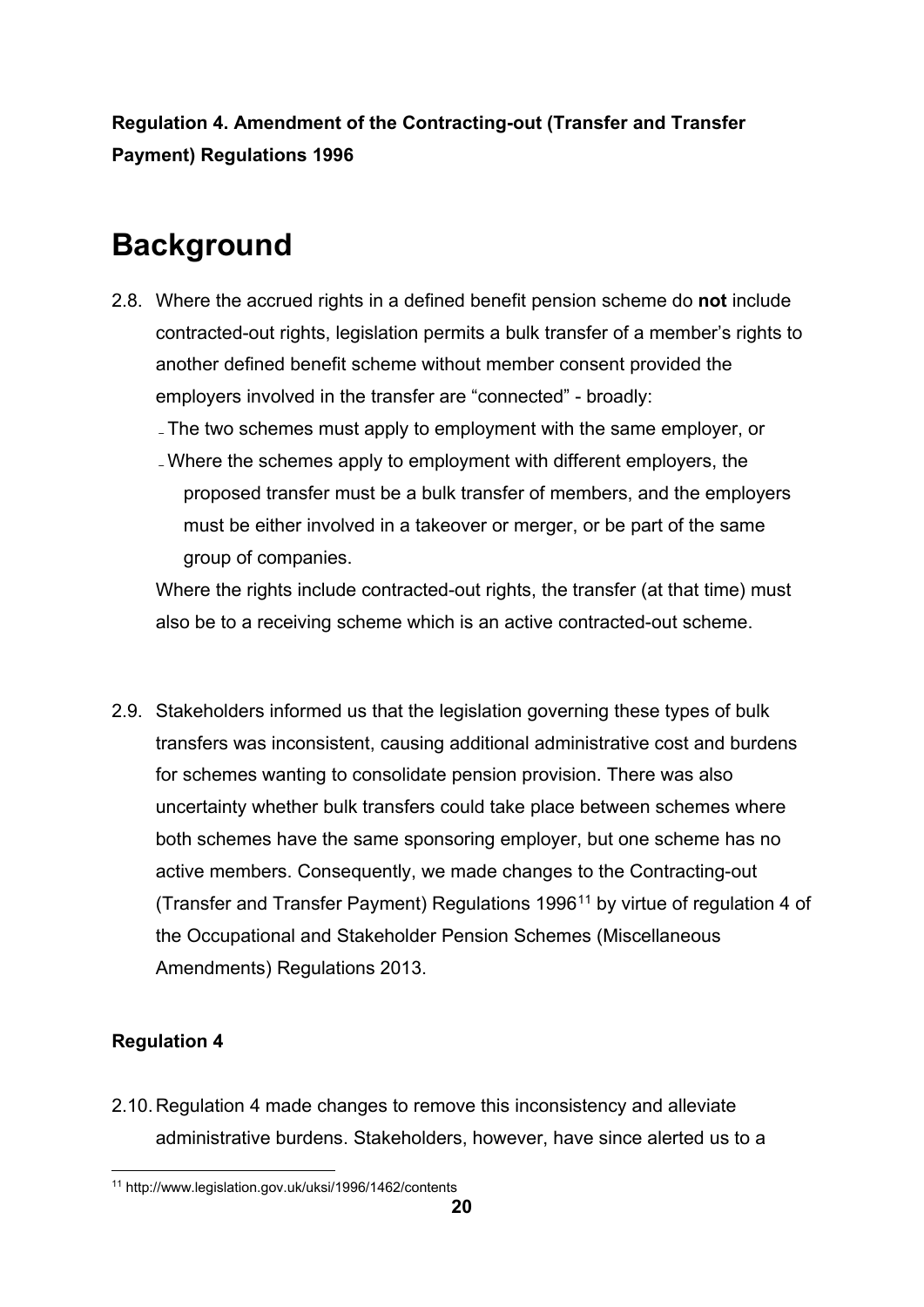**Regulation 4. Amendment of the Contracting-out (Transfer and Transfer Payment) Regulations 1996**

# Background

2.8. Where the accrued rights in a defined benefit pension scheme do **not** include contracted-out rights, legislation permits a bulk transfer of a member's rights to another defined benefit scheme without member consent provided the employers involved in the transfer are "connected" - broadly:

- The two schemes must apply to employment with the same employer, or
- Where the schemes apply to employment with different employers, the proposed transfer must be a bulk transfer of members, and the employers must be either involved in a takeover or merger, or be part of the same group of companies.

Where the rights include contracted-out rights, the transfer (at that time) must also be to a receiving scheme which is an active contracted-out scheme.

2.9. Stakeholders informed us that the legislation governing these types of bulk transfers was inconsistent, causing additional administrative cost and burdens for schemes wanting to consolidate pension provision. There was also uncertainty whether bulk transfers could take place between schemes where both schemes have the same sponsoring employer, but one scheme has no active members. Consequently, we made changes to the Contracting-out (Transfer and Transfer Payment) Regulations 1996[11] by virtue of regulation 4 of the Occupational and Stakeholder Pension Schemes (Miscellaneous Amendments) Regulations 2013.

### Regulation 4

2.10. Regulation 4 made changes to remove this inconsistency and alleviate administrative burdens. Stakeholders, however, have since alerted us to a

[11] http://www.legislation.gov.uk/uksi/1996/1462/contents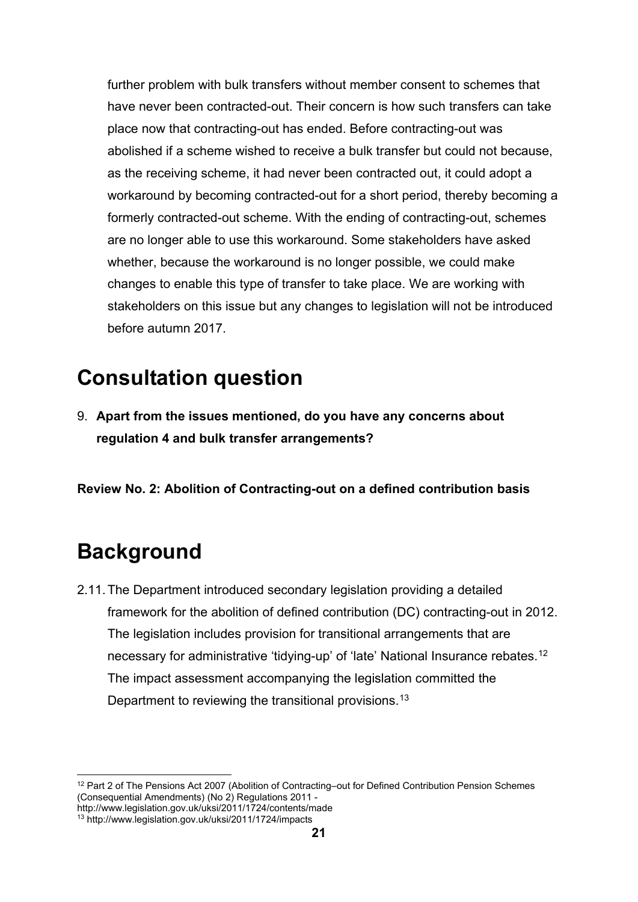further problem with bulk transfers without member consent to schemes that have never been contracted-out. Their concern is how such transfers can take place now that contracting-out has ended. Before contracting-out was abolished if a scheme wished to receive a bulk transfer but could not because, as the receiving scheme, it had never been contracted out, it could adopt a workaround by becoming contracted-out for a short period, thereby becoming a formerly contracted-out scheme. With the ending of contracting-out, schemes are no longer able to use this workaround. Some stakeholders have asked whether, because the workaround is no longer possible, we could make changes to enable this type of transfer to take place. We are working with stakeholders on this issue but any changes to legislation will not be introduced before autumn 2017.

## Consultation question

9. **Apart from the issues mentioned, do you have any concerns about regulation 4 and bulk transfer arrangements?**

**Review No. 2: Abolition of Contracting-out on a defined contribution basis**

## Background

2.11. The Department introduced secondary legislation providing a detailed framework for the abolition of defined contribution (DC) contracting-out in 2012. The legislation includes provision for transitional arrangements that are necessary for administrative 'tidying-up' of 'late' National Insurance rebates.[12] The impact assessment accompanying the legislation committed the Department to reviewing the transitional provisions.[13]

---

[12] Part 2 of The Pensions Act 2007 (Abolition of Contracting–out for Defined Contribution Pension Schemes (Consequential Amendments) (No 2) Regulations 2011 - http://www.legislation.gov.uk/uksi/2011/1724/contents/made

[13] http://www.legislation.gov.uk/uksi/2011/1724/impacts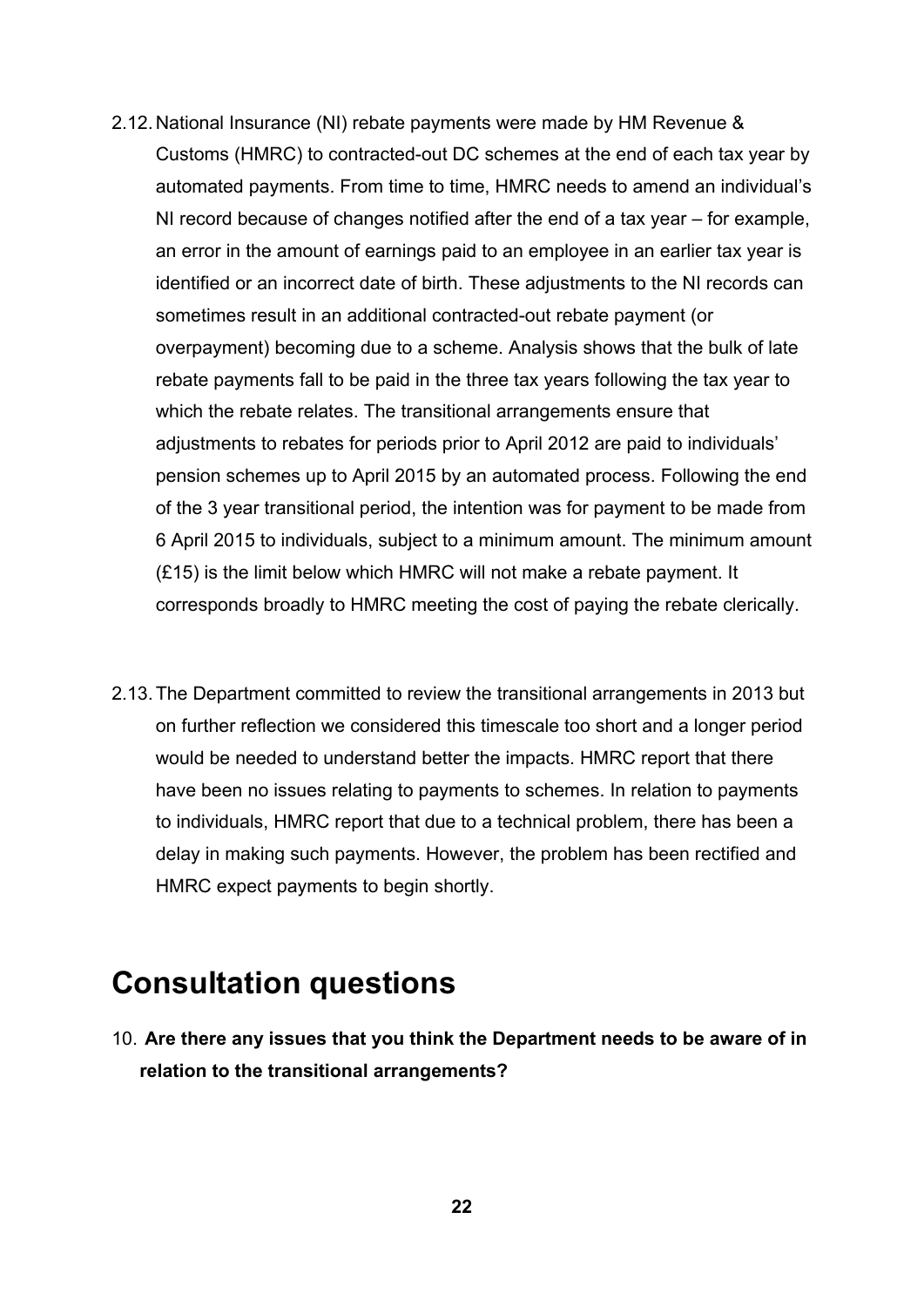2.12. National Insurance (NI) rebate payments were made by HM Revenue & Customs (HMRC) to contracted-out DC schemes at the end of each tax year by automated payments. From time to time, HMRC needs to amend an individual's NI record because of changes notified after the end of a tax year – for example, an error in the amount of earnings paid to an employee in an earlier tax year is identified or an incorrect date of birth. These adjustments to the NI records can sometimes result in an additional contracted-out rebate payment (or overpayment) becoming due to a scheme. Analysis shows that the bulk of late rebate payments fall to be paid in the three tax years following the tax year to which the rebate relates. The transitional arrangements ensure that adjustments to rebates for periods prior to April 2012 are paid to individuals' pension schemes up to April 2015 by an automated process. Following the end of the 3 year transitional period, the intention was for payment to be made from 6 April 2015 to individuals, subject to a minimum amount. The minimum amount (£15) is the limit below which HMRC will not make a rebate payment. It corresponds broadly to HMRC meeting the cost of paying the rebate clerically.

2.13. The Department committed to review the transitional arrangements in 2013 but on further reflection we considered this timescale too short and a longer period would be needed to understand better the impacts. HMRC report that there have been no issues relating to payments to schemes. In relation to payments to individuals, HMRC report that due to a technical problem, there has been a delay in making such payments. However, the problem has been rectified and HMRC expect payments to begin shortly.

# Consultation questions

10. **Are there any issues that you think the Department needs to be aware of in relation to the transitional arrangements?**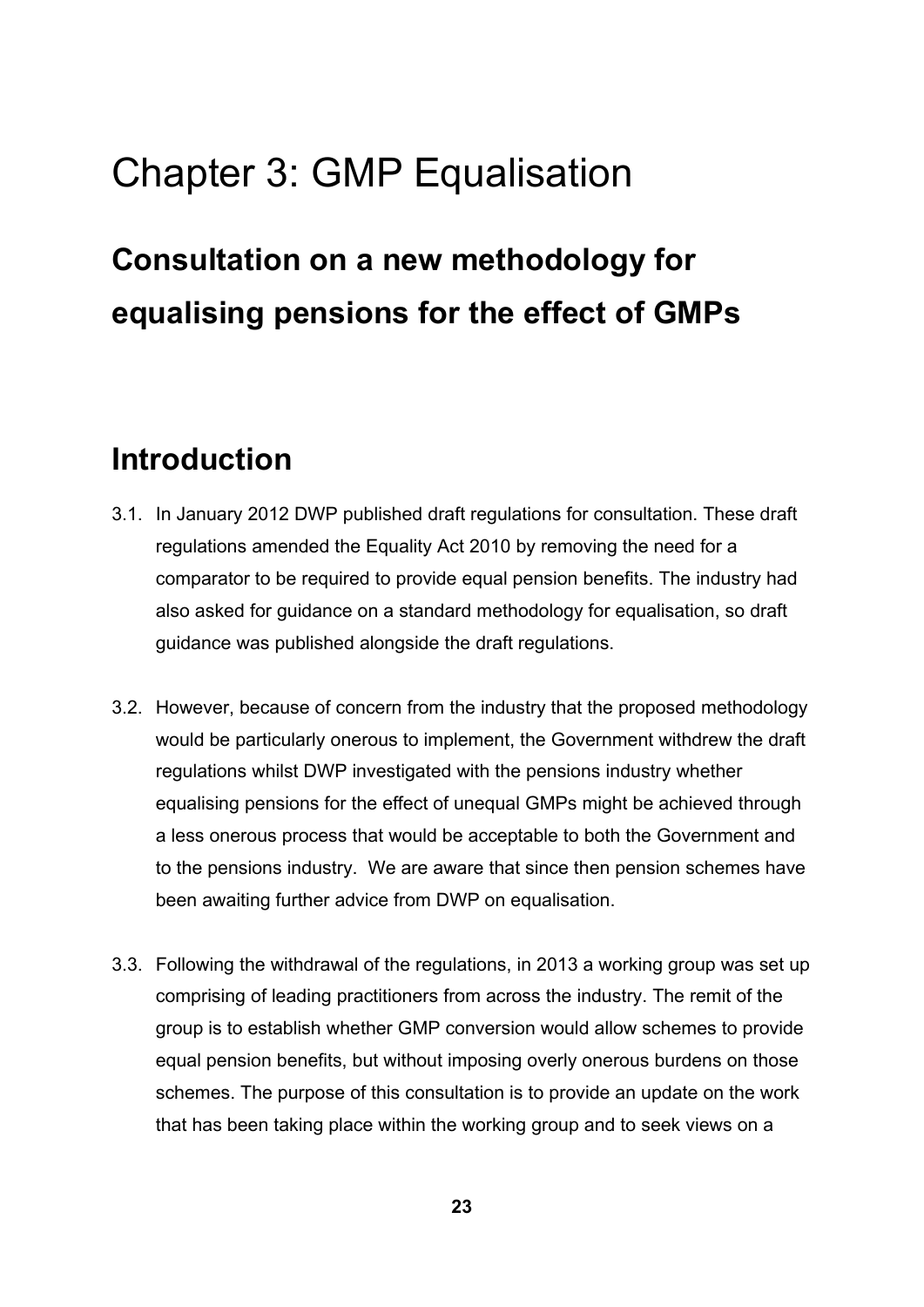# Chapter 3: GMP Equalisation

## Consultation on a new methodology for equalising pensions for the effect of GMPs

## Introduction

3.1. In January 2012 DWP published draft regulations for consultation. These draft regulations amended the Equality Act 2010 by removing the need for a comparator to be required to provide equal pension benefits. The industry had also asked for guidance on a standard methodology for equalisation, so draft guidance was published alongside the draft regulations.

3.2. However, because of concern from the industry that the proposed methodology would be particularly onerous to implement, the Government withdrew the draft regulations whilst DWP investigated with the pensions industry whether equalising pensions for the effect of unequal GMPs might be achieved through a less onerous process that would be acceptable to both the Government and to the pensions industry. We are aware that since then pension schemes have been awaiting further advice from DWP on equalisation.

3.3. Following the withdrawal of the regulations, in 2013 a working group was set up comprising of leading practitioners from across the industry. The remit of the group is to establish whether GMP conversion would allow schemes to provide equal pension benefits, but without imposing overly onerous burdens on those schemes. The purpose of this consultation is to provide an update on the work that has been taking place within the working group and to seek views on a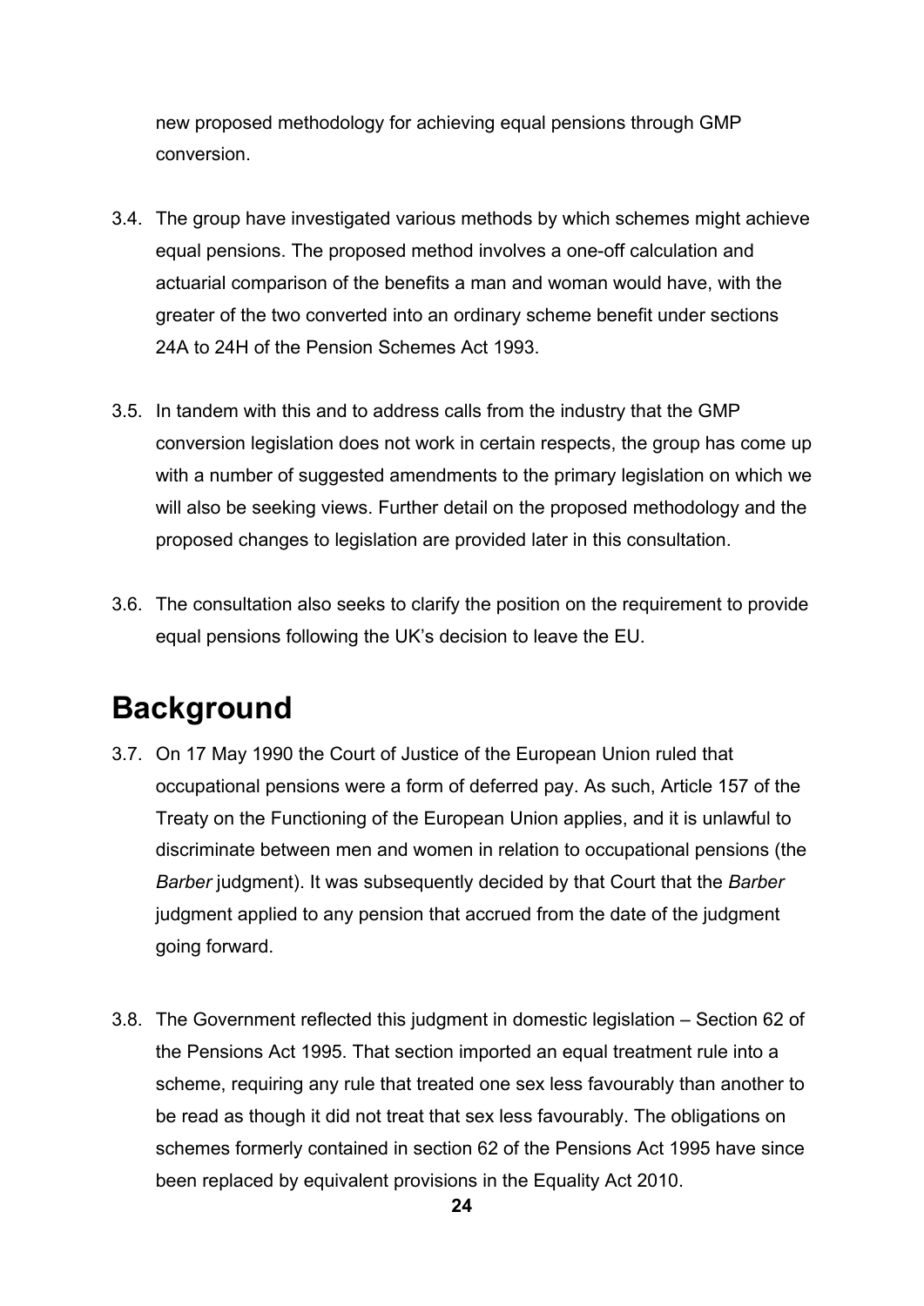new proposed methodology for achieving equal pensions through GMP conversion.

3.4. The group have investigated various methods by which schemes might achieve equal pensions. The proposed method involves a one-off calculation and actuarial comparison of the benefits a man and woman would have, with the greater of the two converted into an ordinary scheme benefit under sections 24A to 24H of the Pension Schemes Act 1993.

3.5. In tandem with this and to address calls from the industry that the GMP conversion legislation does not work in certain respects, the group has come up with a number of suggested amendments to the primary legislation on which we will also be seeking views. Further detail on the proposed methodology and the proposed changes to legislation are provided later in this consultation.

3.6. The consultation also seeks to clarify the position on the requirement to provide equal pensions following the UK's decision to leave the EU.

# Background

3.7. On 17 May 1990 the Court of Justice of the European Union ruled that occupational pensions were a form of deferred pay. As such, Article 157 of the Treaty on the Functioning of the European Union applies, and it is unlawful to discriminate between men and women in relation to occupational pensions (the *Barber* judgment). It was subsequently decided by that Court that the *Barber* judgment applied to any pension that accrued from the date of the judgment going forward.

3.8. The Government reflected this judgment in domestic legislation – Section 62 of the Pensions Act 1995. That section imported an equal treatment rule into a scheme, requiring any rule that treated one sex less favourably than another to be read as though it did not treat that sex less favourably. The obligations on schemes formerly contained in section 62 of the Pensions Act 1995 have since been replaced by equivalent provisions in the Equality Act 2010.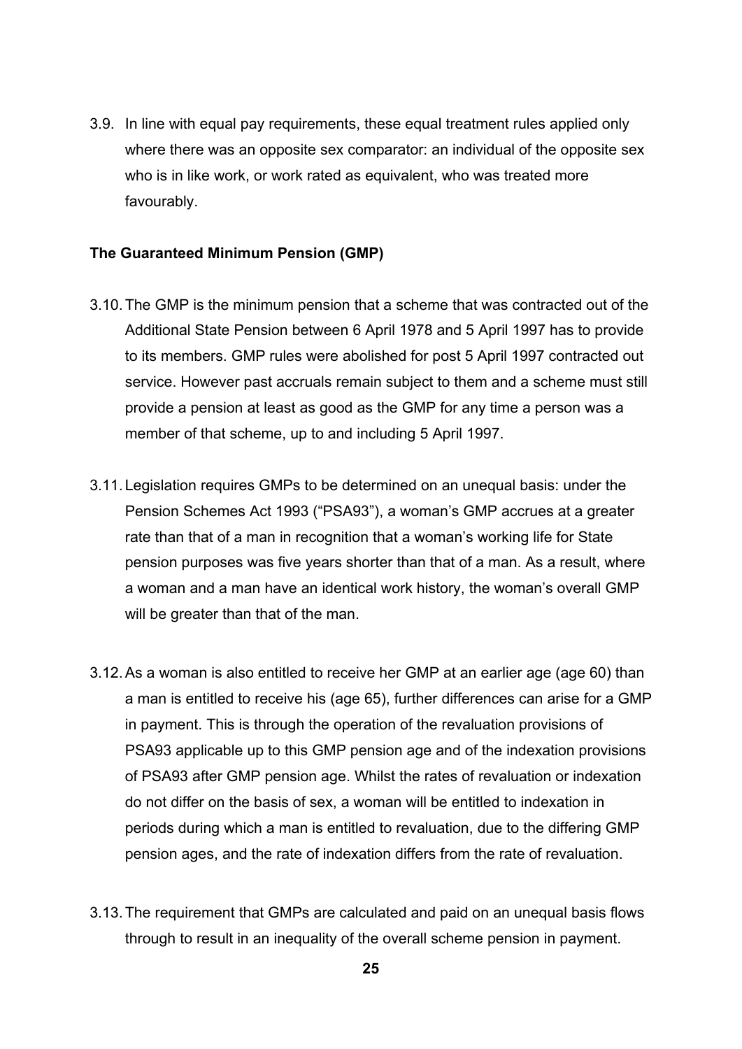3.9. In line with equal pay requirements, these equal treatment rules applied only where there was an opposite sex comparator: an individual of the opposite sex who is in like work, or work rated as equivalent, who was treated more favourably.

**The Guaranteed Minimum Pension (GMP)**

3.10. The GMP is the minimum pension that a scheme that was contracted out of the Additional State Pension between 6 April 1978 and 5 April 1997 has to provide to its members. GMP rules were abolished for post 5 April 1997 contracted out service. However past accruals remain subject to them and a scheme must still provide a pension at least as good as the GMP for any time a person was a member of that scheme, up to and including 5 April 1997.

3.11. Legislation requires GMPs to be determined on an unequal basis: under the Pension Schemes Act 1993 ("PSA93"), a woman's GMP accrues at a greater rate than that of a man in recognition that a woman's working life for State pension purposes was five years shorter than that of a man. As a result, where a woman and a man have an identical work history, the woman's overall GMP will be greater than that of the man.

3.12. As a woman is also entitled to receive her GMP at an earlier age (age 60) than a man is entitled to receive his (age 65), further differences can arise for a GMP in payment. This is through the operation of the revaluation provisions of PSA93 applicable up to this GMP pension age and of the indexation provisions of PSA93 after GMP pension age. Whilst the rates of revaluation or indexation do not differ on the basis of sex, a woman will be entitled to indexation in periods during which a man is entitled to revaluation, due to the differing GMP pension ages, and the rate of indexation differs from the rate of revaluation.

3.13. The requirement that GMPs are calculated and paid on an unequal basis flows through to result in an inequality of the overall scheme pension in payment.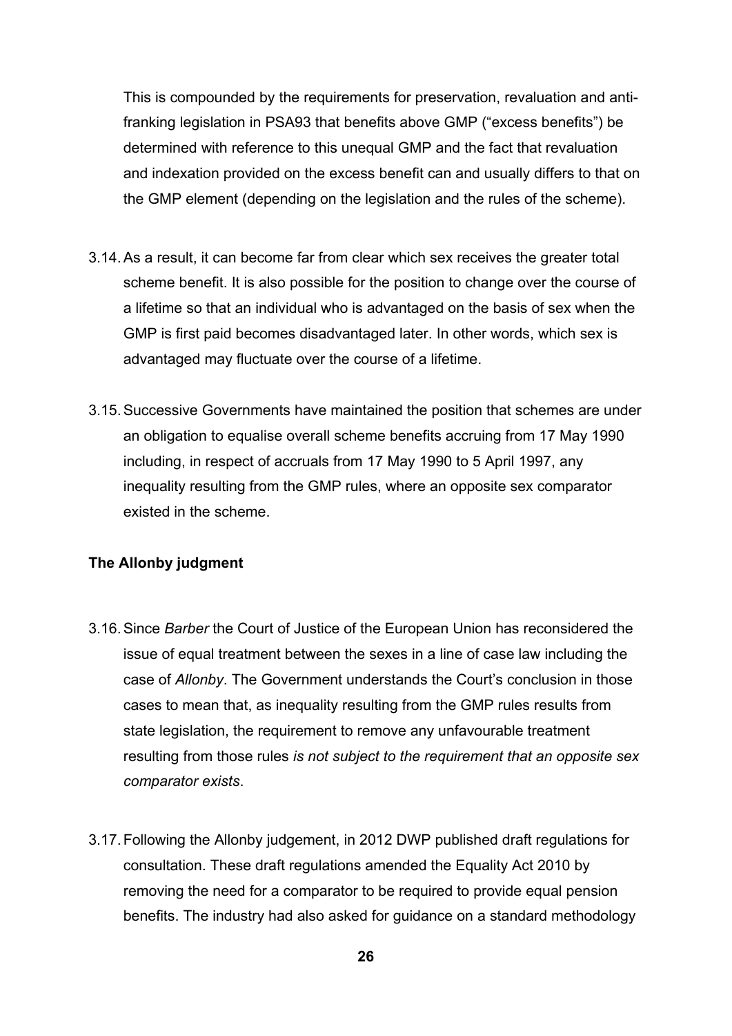This is compounded by the requirements for preservation, revaluation and anti-franking legislation in PSA93 that benefits above GMP ("excess benefits") be determined with reference to this unequal GMP and the fact that revaluation and indexation provided on the excess benefit can and usually differs to that on the GMP element (depending on the legislation and the rules of the scheme).

3.14. As a result, it can become far from clear which sex receives the greater total scheme benefit. It is also possible for the position to change over the course of a lifetime so that an individual who is advantaged on the basis of sex when the GMP is first paid becomes disadvantaged later. In other words, which sex is advantaged may fluctuate over the course of a lifetime.

3.15. Successive Governments have maintained the position that schemes are under an obligation to equalise overall scheme benefits accruing from 17 May 1990 including, in respect of accruals from 17 May 1990 to 5 April 1997, any inequality resulting from the GMP rules, where an opposite sex comparator existed in the scheme.

**The Allonby judgment**

3.16. Since *Barber* the Court of Justice of the European Union has reconsidered the issue of equal treatment between the sexes in a line of case law including the case of *Allonby*. The Government understands the Court's conclusion in those cases to mean that, as inequality resulting from the GMP rules results from state legislation, the requirement to remove any unfavourable treatment resulting from those rules *is not subject to the requirement that an opposite sex comparator exists*.

3.17. Following the Allonby judgement, in 2012 DWP published draft regulations for consultation. These draft regulations amended the Equality Act 2010 by removing the need for a comparator to be required to provide equal pension benefits. The industry had also asked for guidance on a standard methodology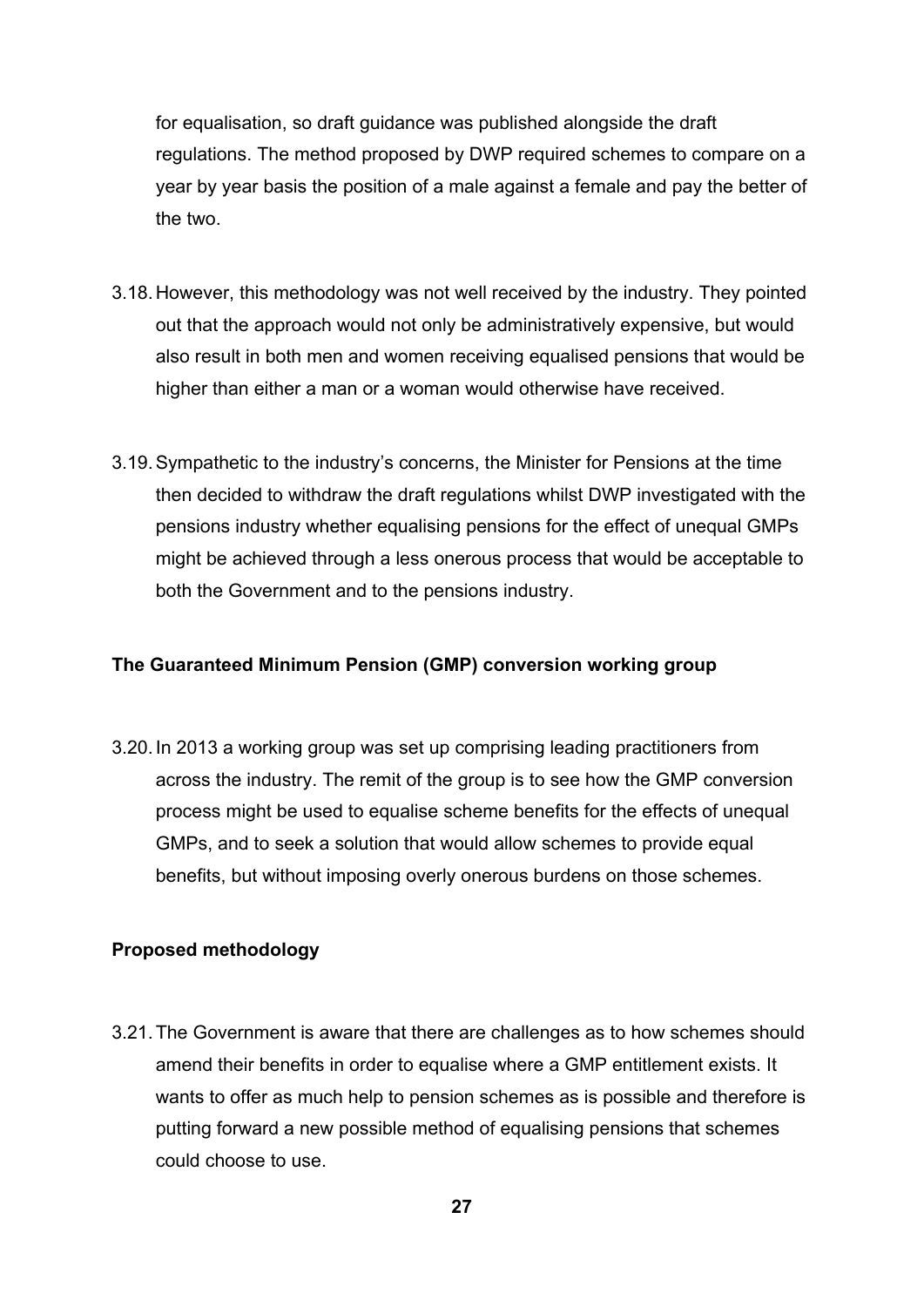for equalisation, so draft guidance was published alongside the draft regulations. The method proposed by DWP required schemes to compare on a year by year basis the position of a male against a female and pay the better of the two.

3.18. However, this methodology was not well received by the industry. They pointed out that the approach would not only be administratively expensive, but would also result in both men and women receiving equalised pensions that would be higher than either a man or a woman would otherwise have received.

3.19. Sympathetic to the industry's concerns, the Minister for Pensions at the time then decided to withdraw the draft regulations whilst DWP investigated with the pensions industry whether equalising pensions for the effect of unequal GMPs might be achieved through a less onerous process that would be acceptable to both the Government and to the pensions industry.

**The Guaranteed Minimum Pension (GMP) conversion working group**

3.20. In 2013 a working group was set up comprising leading practitioners from across the industry. The remit of the group is to see how the GMP conversion process might be used to equalise scheme benefits for the effects of unequal GMPs, and to seek a solution that would allow schemes to provide equal benefits, but without imposing overly onerous burdens on those schemes.

**Proposed methodology**

3.21. The Government is aware that there are challenges as to how schemes should amend their benefits in order to equalise where a GMP entitlement exists. It wants to offer as much help to pension schemes as is possible and therefore is putting forward a new possible method of equalising pensions that schemes could choose to use.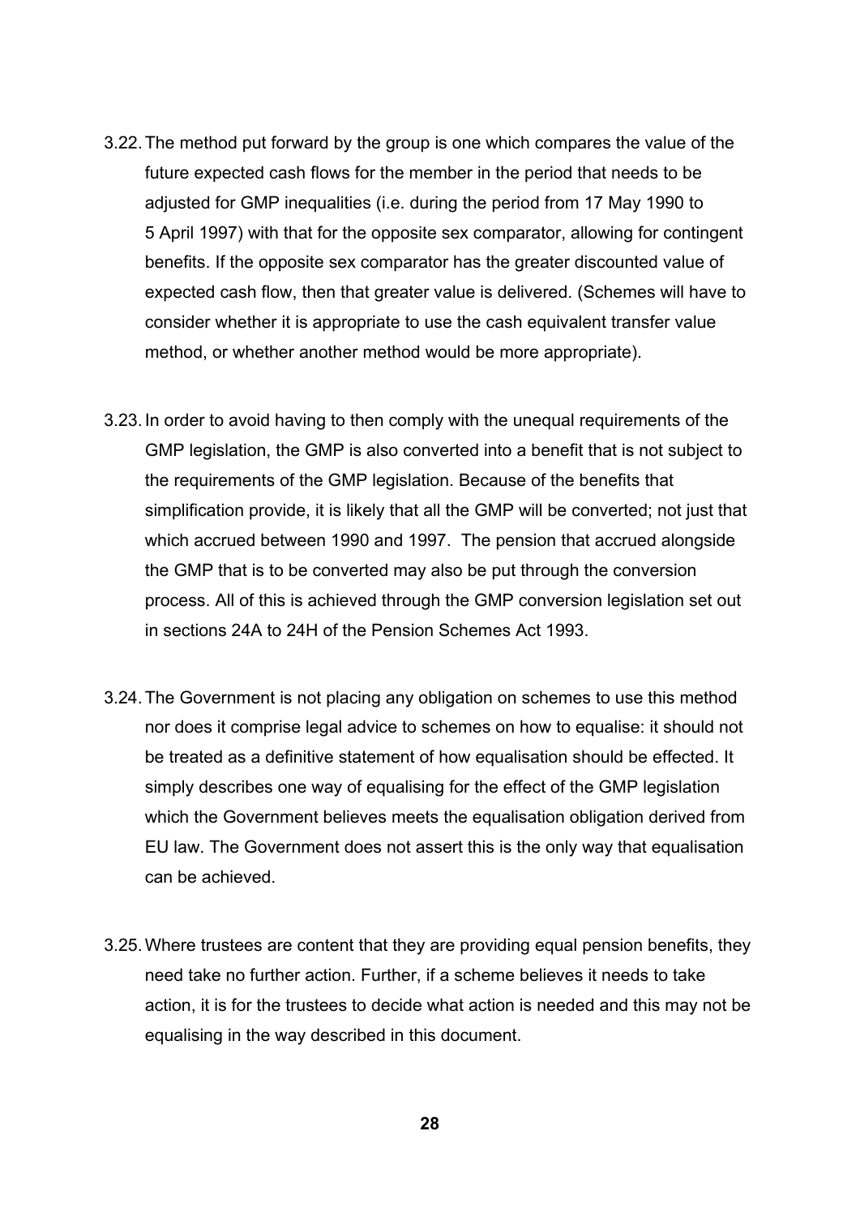3.22. The method put forward by the group is one which compares the value of the future expected cash flows for the member in the period that needs to be adjusted for GMP inequalities (i.e. during the period from 17 May 1990 to 5 April 1997) with that for the opposite sex comparator, allowing for contingent benefits. If the opposite sex comparator has the greater discounted value of expected cash flow, then that greater value is delivered. (Schemes will have to consider whether it is appropriate to use the cash equivalent transfer value method, or whether another method would be more appropriate).

3.23. In order to avoid having to then comply with the unequal requirements of the GMP legislation, the GMP is also converted into a benefit that is not subject to the requirements of the GMP legislation. Because of the benefits that simplification provide, it is likely that all the GMP will be converted; not just that which accrued between 1990 and 1997. The pension that accrued alongside the GMP that is to be converted may also be put through the conversion process. All of this is achieved through the GMP conversion legislation set out in sections 24A to 24H of the Pension Schemes Act 1993.

3.24. The Government is not placing any obligation on schemes to use this method nor does it comprise legal advice to schemes on how to equalise: it should not be treated as a definitive statement of how equalisation should be effected. It simply describes one way of equalising for the effect of the GMP legislation which the Government believes meets the equalisation obligation derived from EU law. The Government does not assert this is the only way that equalisation can be achieved.

3.25. Where trustees are content that they are providing equal pension benefits, they need take no further action. Further, if a scheme believes it needs to take action, it is for the trustees to decide what action is needed and this may not be equalising in the way described in this document.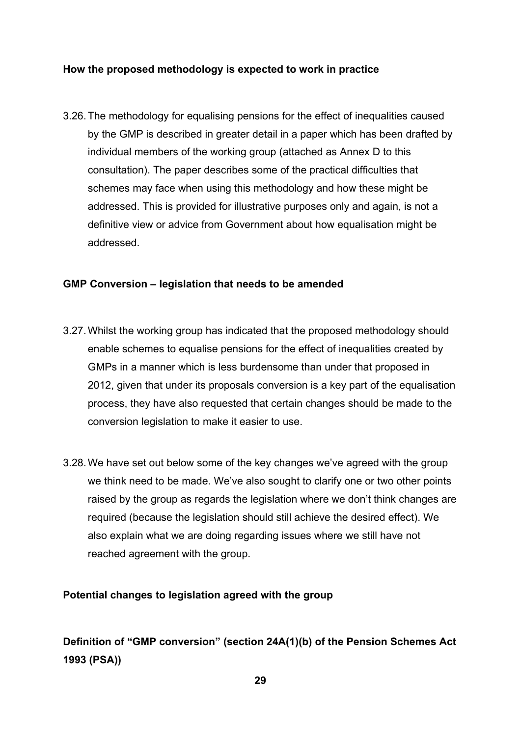**How the proposed methodology is expected to work in practice**

3.26. The methodology for equalising pensions for the effect of inequalities caused by the GMP is described in greater detail in a paper which has been drafted by individual members of the working group (attached as Annex D to this consultation). The paper describes some of the practical difficulties that schemes may face when using this methodology and how these might be addressed. This is provided for illustrative purposes only and again, is not a definitive view or advice from Government about how equalisation might be addressed.

**GMP Conversion – legislation that needs to be amended**

3.27. Whilst the working group has indicated that the proposed methodology should enable schemes to equalise pensions for the effect of inequalities created by GMPs in a manner which is less burdensome than under that proposed in 2012, given that under its proposals conversion is a key part of the equalisation process, they have also requested that certain changes should be made to the conversion legislation to make it easier to use.

3.28. We have set out below some of the key changes we've agreed with the group we think need to be made. We've also sought to clarify one or two other points raised by the group as regards the legislation where we don't think changes are required (because the legislation should still achieve the desired effect). We also explain what we are doing regarding issues where we still have not reached agreement with the group.

**Potential changes to legislation agreed with the group**

**Definition of "GMP conversion" (section 24A(1)(b) of the Pension Schemes Act 1993 (PSA))**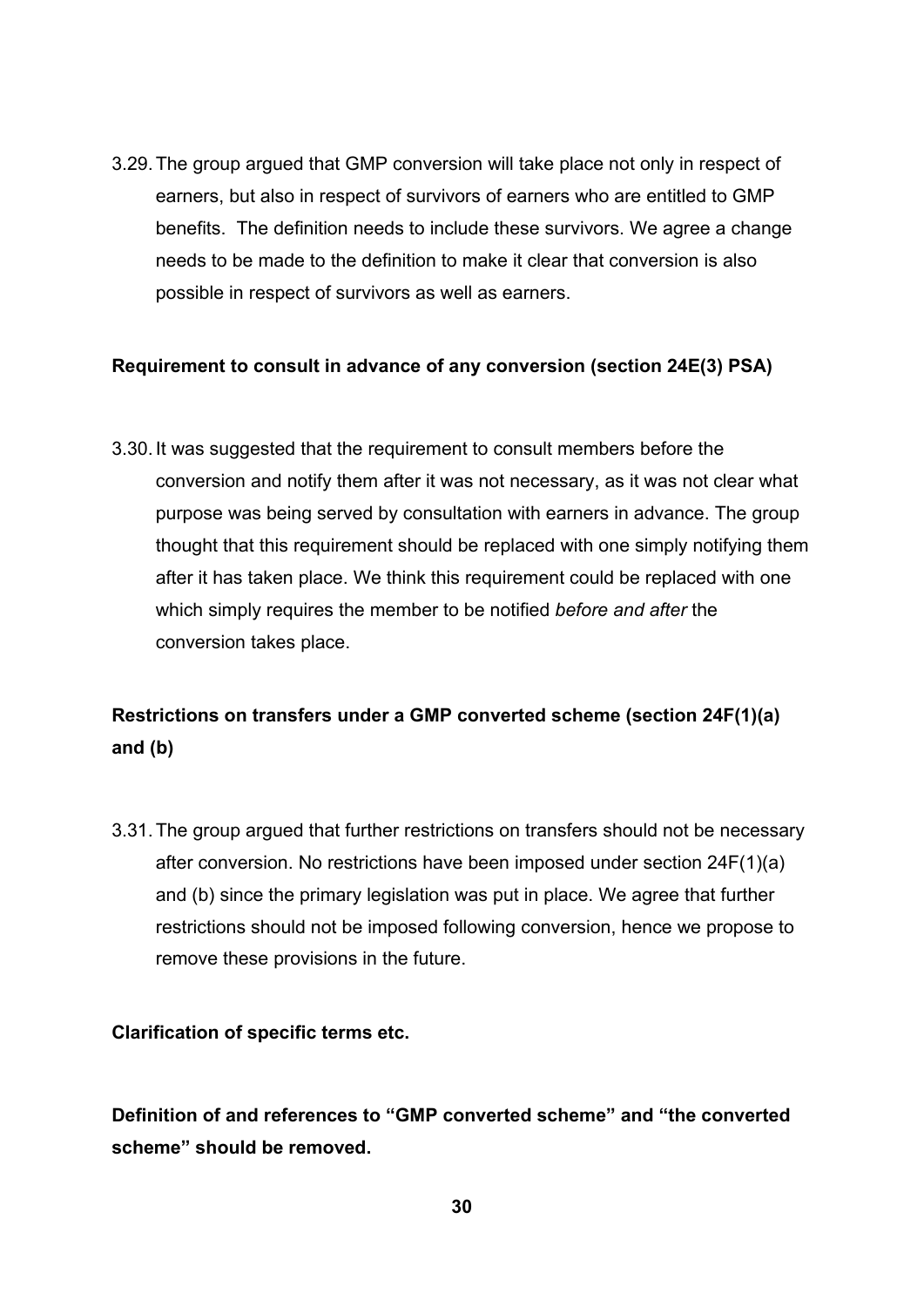3.29. The group argued that GMP conversion will take place not only in respect of earners, but also in respect of survivors of earners who are entitled to GMP benefits. The definition needs to include these survivors. We agree a change needs to be made to the definition to make it clear that conversion is also possible in respect of survivors as well as earners.

**Requirement to consult in advance of any conversion (section 24E(3) PSA)**

3.30. It was suggested that the requirement to consult members before the conversion and notify them after it was not necessary, as it was not clear what purpose was being served by consultation with earners in advance. The group thought that this requirement should be replaced with one simply notifying them after it has taken place. We think this requirement could be replaced with one which simply requires the member to be notified *before and after* the conversion takes place.

**Restrictions on transfers under a GMP converted scheme (section 24F(1)(a) and (b)**

3.31. The group argued that further restrictions on transfers should not be necessary after conversion. No restrictions have been imposed under section 24F(1)(a) and (b) since the primary legislation was put in place. We agree that further restrictions should not be imposed following conversion, hence we propose to remove these provisions in the future.

**Clarification of specific terms etc.**

**Definition of and references to "GMP converted scheme" and "the converted scheme" should be removed.**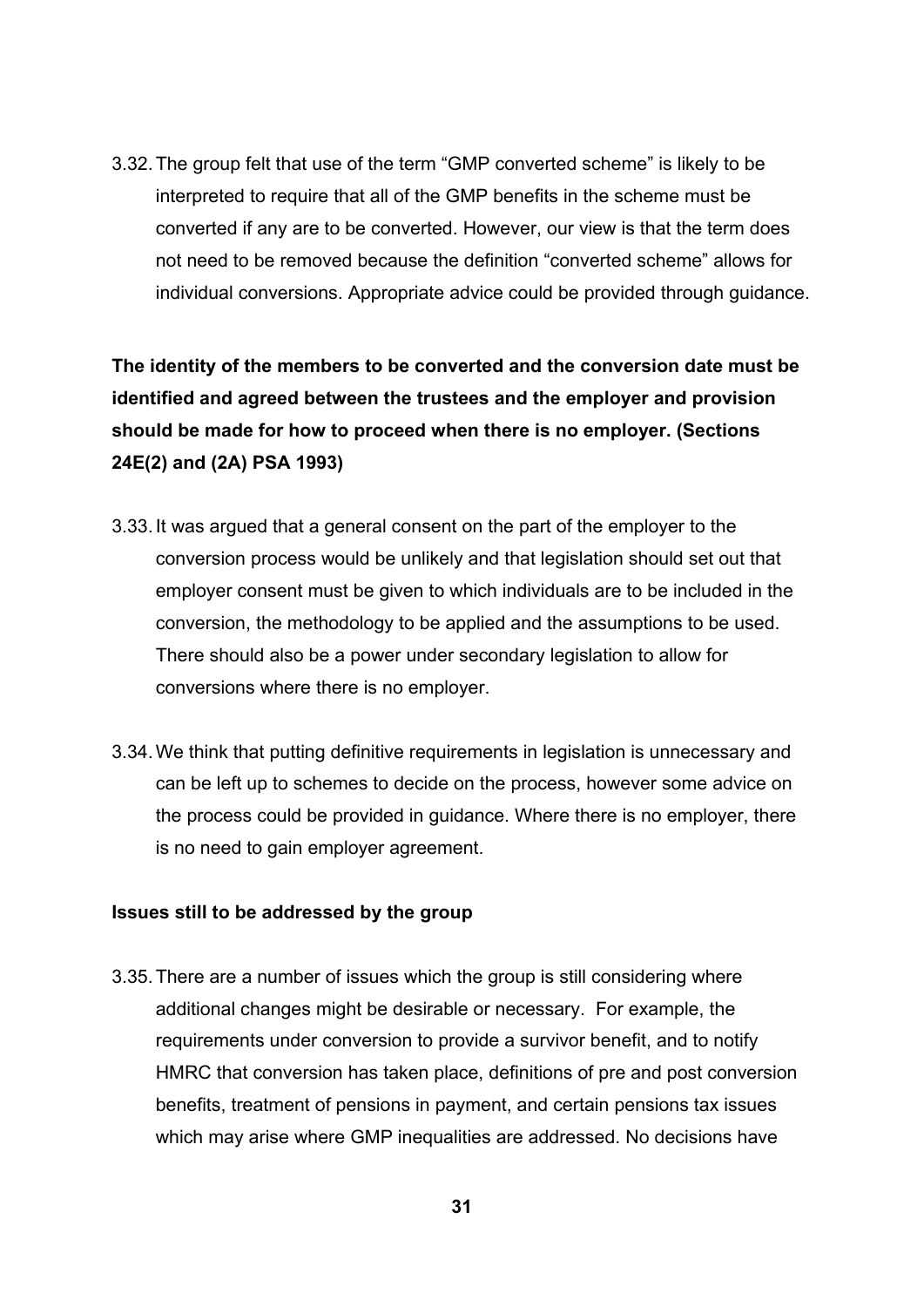3.32. The group felt that use of the term "GMP converted scheme" is likely to be interpreted to require that all of the GMP benefits in the scheme must be converted if any are to be converted. However, our view is that the term does not need to be removed because the definition "converted scheme" allows for individual conversions. Appropriate advice could be provided through guidance.

**The identity of the members to be converted and the conversion date must be identified and agreed between the trustees and the employer and provision should be made for how to proceed when there is no employer. (Sections 24E(2) and (2A) PSA 1993)**

3.33. It was argued that a general consent on the part of the employer to the conversion process would be unlikely and that legislation should set out that employer consent must be given to which individuals are to be included in the conversion, the methodology to be applied and the assumptions to be used. There should also be a power under secondary legislation to allow for conversions where there is no employer.

3.34. We think that putting definitive requirements in legislation is unnecessary and can be left up to schemes to decide on the process, however some advice on the process could be provided in guidance. Where there is no employer, there is no need to gain employer agreement.

**Issues still to be addressed by the group**

3.35. There are a number of issues which the group is still considering where additional changes might be desirable or necessary. For example, the requirements under conversion to provide a survivor benefit, and to notify HMRC that conversion has taken place, definitions of pre and post conversion benefits, treatment of pensions in payment, and certain pensions tax issues which may arise where GMP inequalities are addressed. No decisions have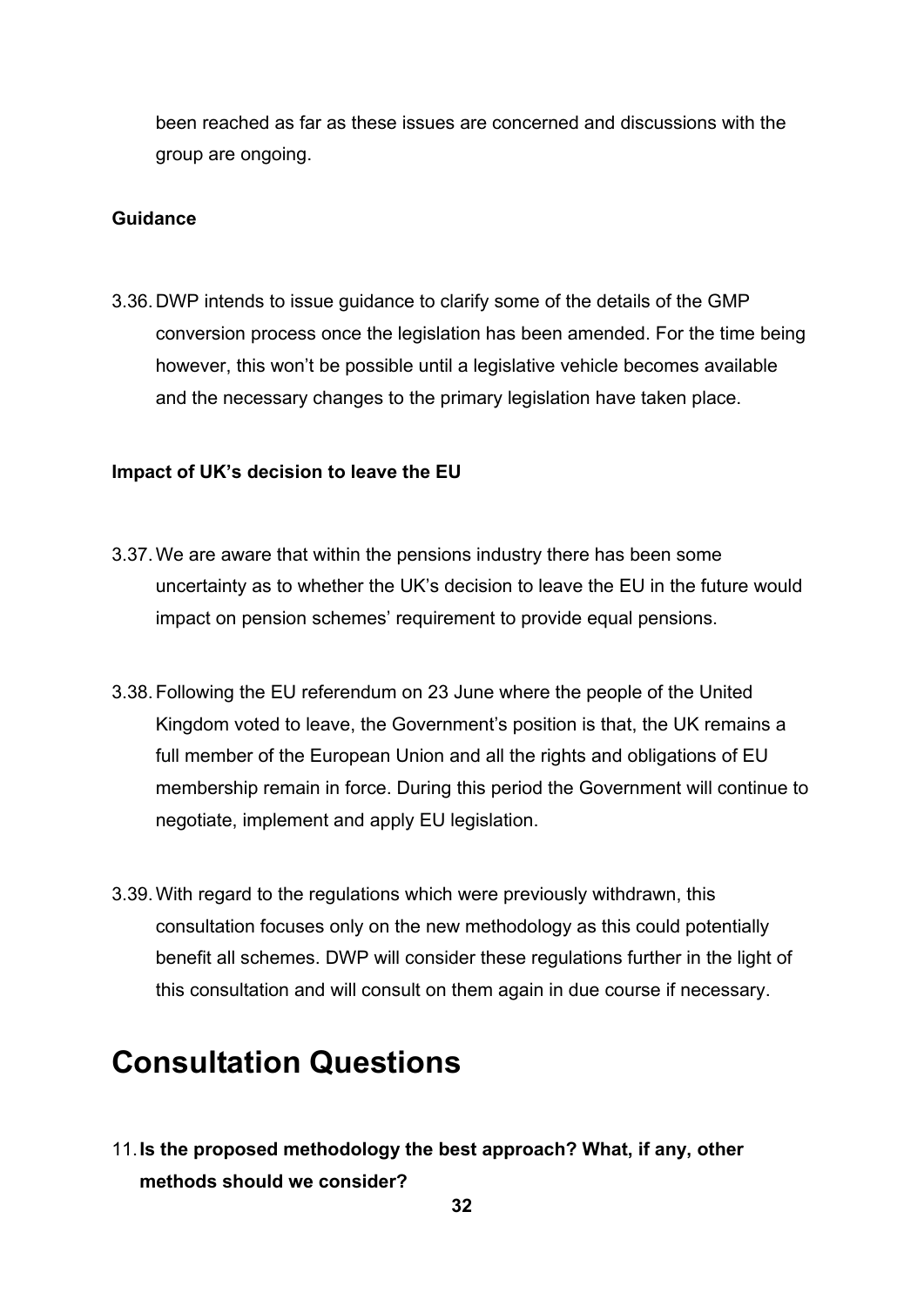been reached as far as these issues are concerned and discussions with the group are ongoing.

**Guidance**

3.36. DWP intends to issue guidance to clarify some of the details of the GMP conversion process once the legislation has been amended. For the time being however, this won't be possible until a legislative vehicle becomes available and the necessary changes to the primary legislation have taken place.

**Impact of UK's decision to leave the EU**

3.37. We are aware that within the pensions industry there has been some uncertainty as to whether the UK's decision to leave the EU in the future would impact on pension schemes' requirement to provide equal pensions.

3.38. Following the EU referendum on 23 June where the people of the United Kingdom voted to leave, the Government's position is that, the UK remains a full member of the European Union and all the rights and obligations of EU membership remain in force. During this period the Government will continue to negotiate, implement and apply EU legislation.

3.39. With regard to the regulations which were previously withdrawn, this consultation focuses only on the new methodology as this could potentially benefit all schemes. DWP will consider these regulations further in the light of this consultation and will consult on them again in due course if necessary.

# Consultation Questions

11. **Is the proposed methodology the best approach? What, if any, other methods should we consider?**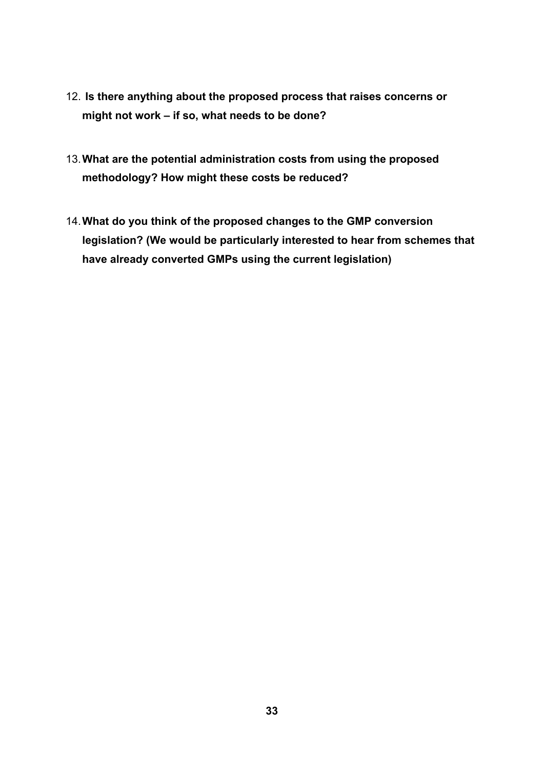12. **Is there anything about the proposed process that raises concerns or might not work – if so, what needs to be done?**

13. **What are the potential administration costs from using the proposed methodology? How might these costs be reduced?**

14. **What do you think of the proposed changes to the GMP conversion legislation? (We would be particularly interested to hear from schemes that have already converted GMPs using the current legislation)**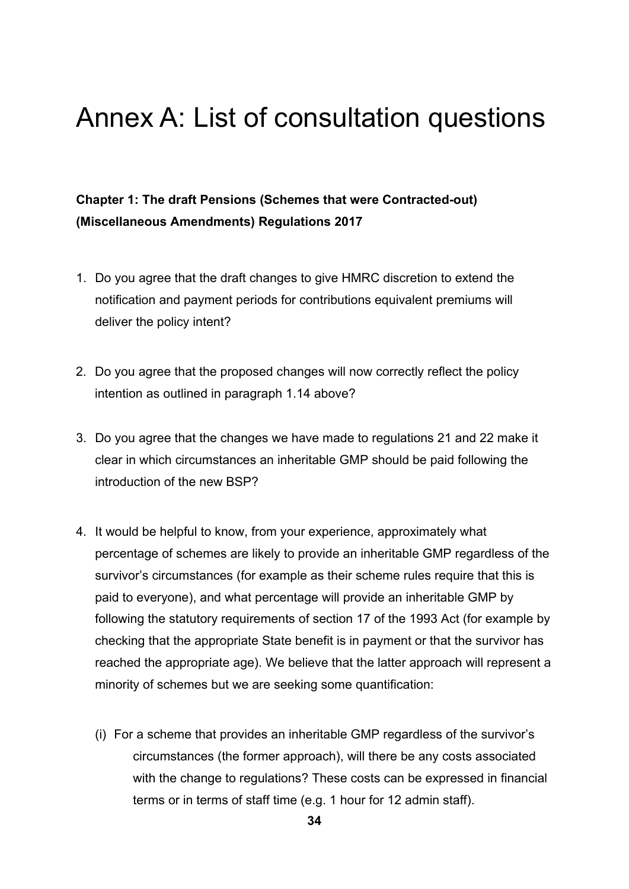# Annex A: List of consultation questions

**Chapter 1: The draft Pensions (Schemes that were Contracted-out) (Miscellaneous Amendments) Regulations 2017**

1. Do you agree that the draft changes to give HMRC discretion to extend the notification and payment periods for contributions equivalent premiums will deliver the policy intent?

2. Do you agree that the proposed changes will now correctly reflect the policy intention as outlined in paragraph 1.14 above?

3. Do you agree that the changes we have made to regulations 21 and 22 make it clear in which circumstances an inheritable GMP should be paid following the introduction of the new BSP?

4. It would be helpful to know, from your experience, approximately what percentage of schemes are likely to provide an inheritable GMP regardless of the survivor's circumstances (for example as their scheme rules require that this is paid to everyone), and what percentage will provide an inheritable GMP by following the statutory requirements of section 17 of the 1993 Act (for example by checking that the appropriate State benefit is in payment or that the survivor has reached the appropriate age). We believe that the latter approach will represent a minority of schemes but we are seeking some quantification:

   (i) For a scheme that provides an inheritable GMP regardless of the survivor's circumstances (the former approach), will there be any costs associated with the change to regulations? These costs can be expressed in financial terms or in terms of staff time (e.g. 1 hour for 12 admin staff).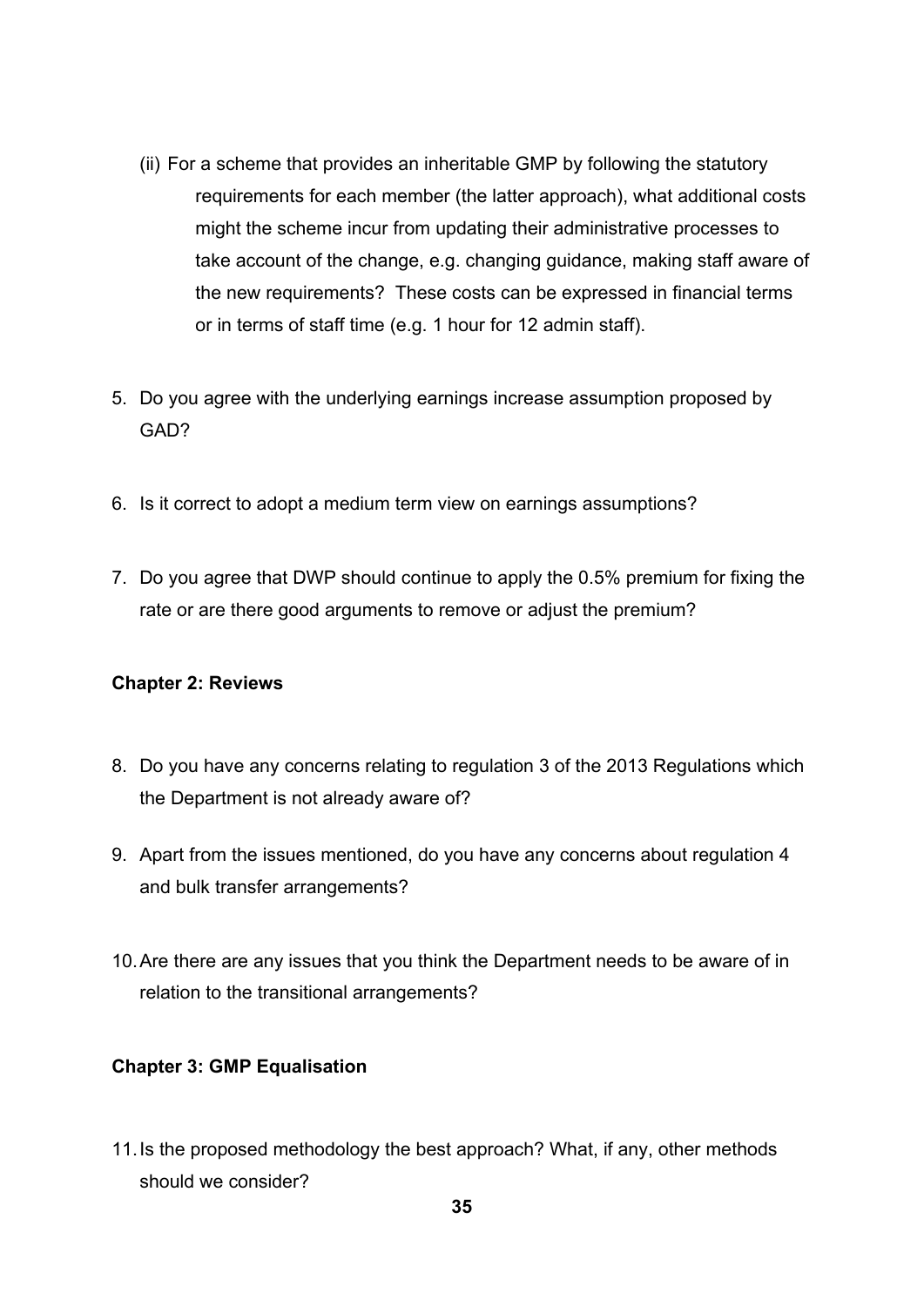(ii) For a scheme that provides an inheritable GMP by following the statutory requirements for each member (the latter approach), what additional costs might the scheme incur from updating their administrative processes to take account of the change, e.g. changing guidance, making staff aware of the new requirements? These costs can be expressed in financial terms or in terms of staff time (e.g. 1 hour for 12 admin staff).

5. Do you agree with the underlying earnings increase assumption proposed by GAD?

6. Is it correct to adopt a medium term view on earnings assumptions?

7. Do you agree that DWP should continue to apply the 0.5% premium for fixing the rate or are there good arguments to remove or adjust the premium?

**Chapter 2: Reviews**

8. Do you have any concerns relating to regulation 3 of the 2013 Regulations which the Department is not already aware of?

9. Apart from the issues mentioned, do you have any concerns about regulation 4 and bulk transfer arrangements?

10. Are there are any issues that you think the Department needs to be aware of in relation to the transitional arrangements?

**Chapter 3: GMP Equalisation**

11. Is the proposed methodology the best approach? What, if any, other methods should we consider?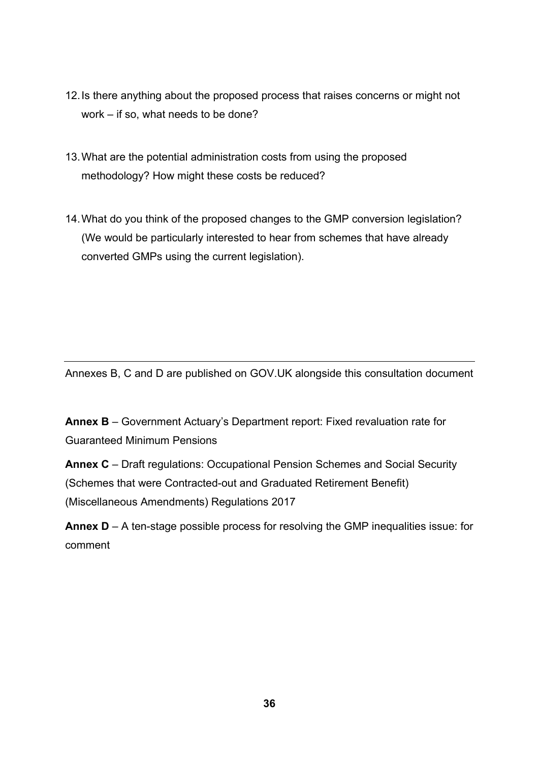12. Is there anything about the proposed process that raises concerns or might not work – if so, what needs to be done?

13. What are the potential administration costs from using the proposed methodology? How might these costs be reduced?

14. What do you think of the proposed changes to the GMP conversion legislation? (We would be particularly interested to hear from schemes that have already converted GMPs using the current legislation).

---

Annexes B, C and D are published on GOV.UK alongside this consultation document

**Annex B** – Government Actuary's Department report: Fixed revaluation rate for Guaranteed Minimum Pensions

**Annex C** – Draft regulations: Occupational Pension Schemes and Social Security (Schemes that were Contracted-out and Graduated Retirement Benefit) (Miscellaneous Amendments) Regulations 2017

**Annex D** – A ten-stage possible process for resolving the GMP inequalities issue: for comment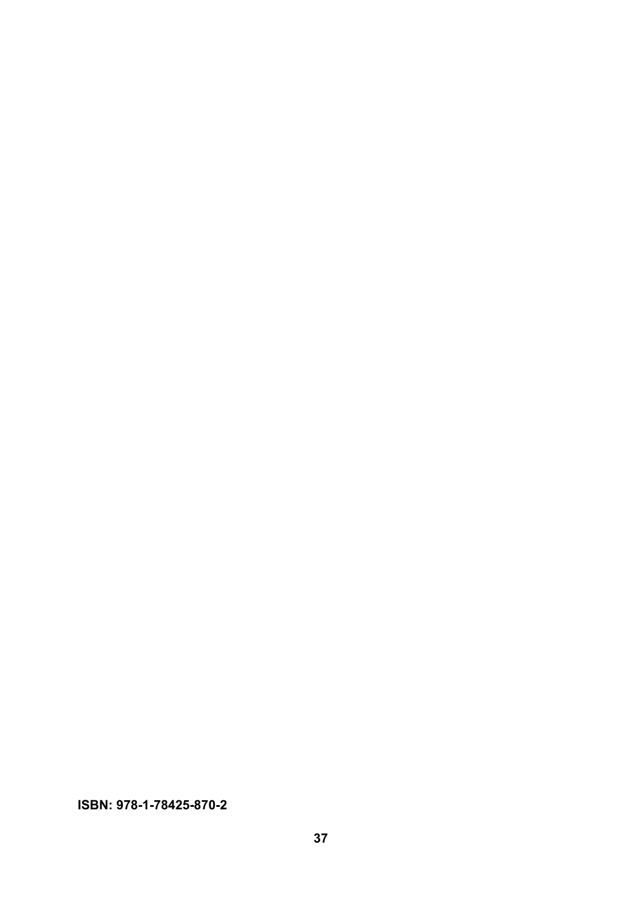**ISBN: 978-1-78425-870-2**